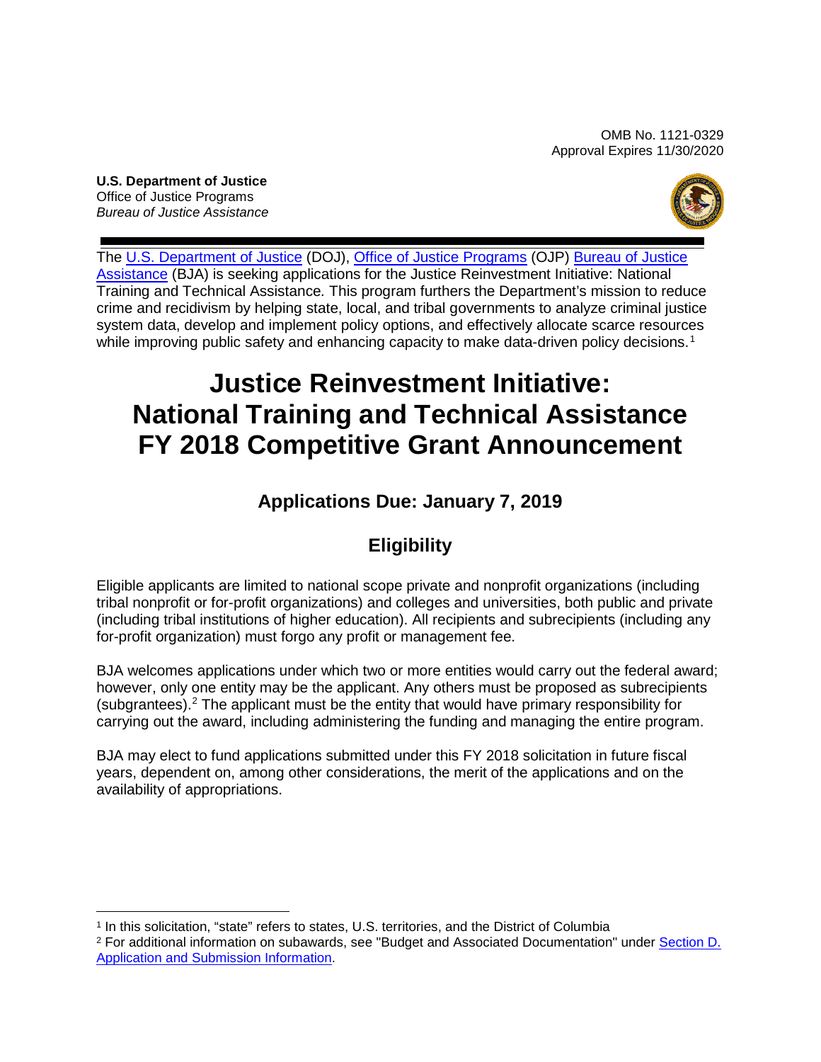OMB No. 1121-0329
Approval Expires 11/30/2020

**U.S. Department of Justice**
Office of Justice Programs
*Bureau of Justice Assistance*

The U.S. Department of Justice (DOJ), Office of Justice Programs (OJP) Bureau of Justice Assistance (BJA) is seeking applications for the Justice Reinvestment Initiative: National Training and Technical Assistance. This program furthers the Department's mission to reduce crime and recidivism by helping state, local, and tribal governments to analyze criminal justice system data, develop and implement policy options, and effectively allocate scarce resources while improving public safety and enhancing capacity to make data-driven policy decisions.[1]

# Justice Reinvestment Initiative: National Training and Technical Assistance FY 2018 Competitive Grant Announcement

## Applications Due: January 7, 2019

## Eligibility

Eligible applicants are limited to national scope private and nonprofit organizations (including tribal nonprofit or for-profit organizations) and colleges and universities, both public and private (including tribal institutions of higher education). All recipients and subrecipients (including any for-profit organization) must forgo any profit or management fee.

BJA welcomes applications under which two or more entities would carry out the federal award; however, only one entity may be the applicant. Any others must be proposed as subrecipients (subgrantees).[2] The applicant must be the entity that would have primary responsibility for carrying out the award, including administering the funding and managing the entire program.

BJA may elect to fund applications submitted under this FY 2018 solicitation in future fiscal years, dependent on, among other considerations, the merit of the applications and on the availability of appropriations.

---

[1] In this solicitation, "state" refers to states, U.S. territories, and the District of Columbia

[2] For additional information on subawards, see "Budget and Associated Documentation" under Section D. Application and Submission Information.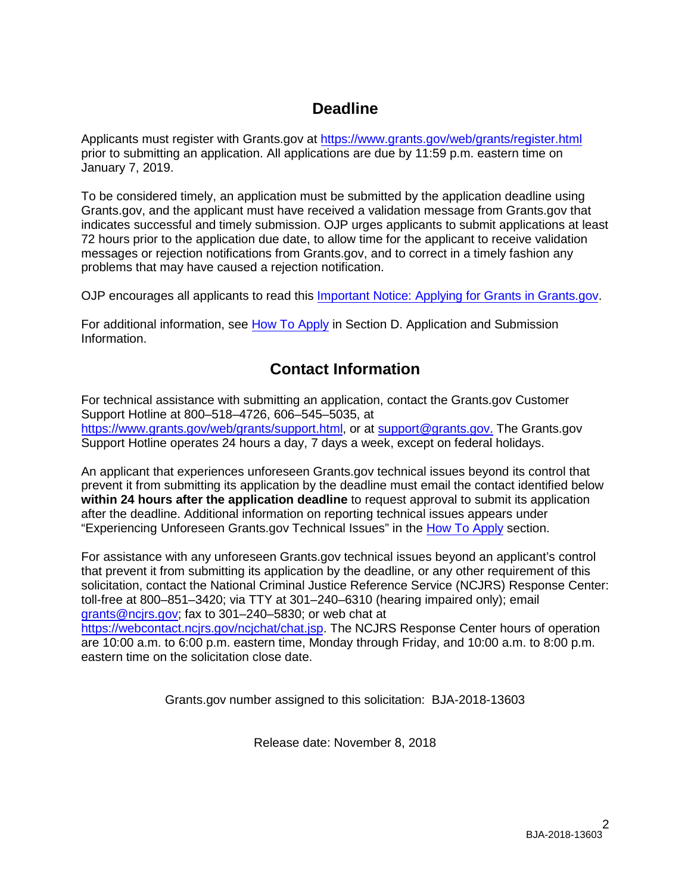## Deadline

Applicants must register with Grants.gov at https://www.grants.gov/web/grants/register.html prior to submitting an application. All applications are due by 11:59 p.m. eastern time on January 7, 2019.

To be considered timely, an application must be submitted by the application deadline using Grants.gov, and the applicant must have received a validation message from Grants.gov that indicates successful and timely submission. OJP urges applicants to submit applications at least 72 hours prior to the application due date, to allow time for the applicant to receive validation messages or rejection notifications from Grants.gov, and to correct in a timely fashion any problems that may have caused a rejection notification.

OJP encourages all applicants to read this Important Notice: Applying for Grants in Grants.gov.

For additional information, see How To Apply in Section D. Application and Submission Information.

## Contact Information

For technical assistance with submitting an application, contact the Grants.gov Customer Support Hotline at 800–518–4726, 606–545–5035, at https://www.grants.gov/web/grants/support.html, or at support@grants.gov. The Grants.gov Support Hotline operates 24 hours a day, 7 days a week, except on federal holidays.

An applicant that experiences unforeseen Grants.gov technical issues beyond its control that prevent it from submitting its application by the deadline must email the contact identified below **within 24 hours after the application deadline** to request approval to submit its application after the deadline. Additional information on reporting technical issues appears under "Experiencing Unforeseen Grants.gov Technical Issues" in the How To Apply section.

For assistance with any unforeseen Grants.gov technical issues beyond an applicant's control that prevent it from submitting its application by the deadline, or any other requirement of this solicitation, contact the National Criminal Justice Reference Service (NCJRS) Response Center: toll-free at 800–851–3420; via TTY at 301–240–6310 (hearing impaired only); email grants@ncjrs.gov; fax to 301–240–5830; or web chat at https://webcontact.ncjrs.gov/ncjchat/chat.jsp. The NCJRS Response Center hours of operation are 10:00 a.m. to 6:00 p.m. eastern time, Monday through Friday, and 10:00 a.m. to 8:00 p.m. eastern time on the solicitation close date.

Grants.gov number assigned to this solicitation: BJA-2018-13603

Release date: November 8, 2018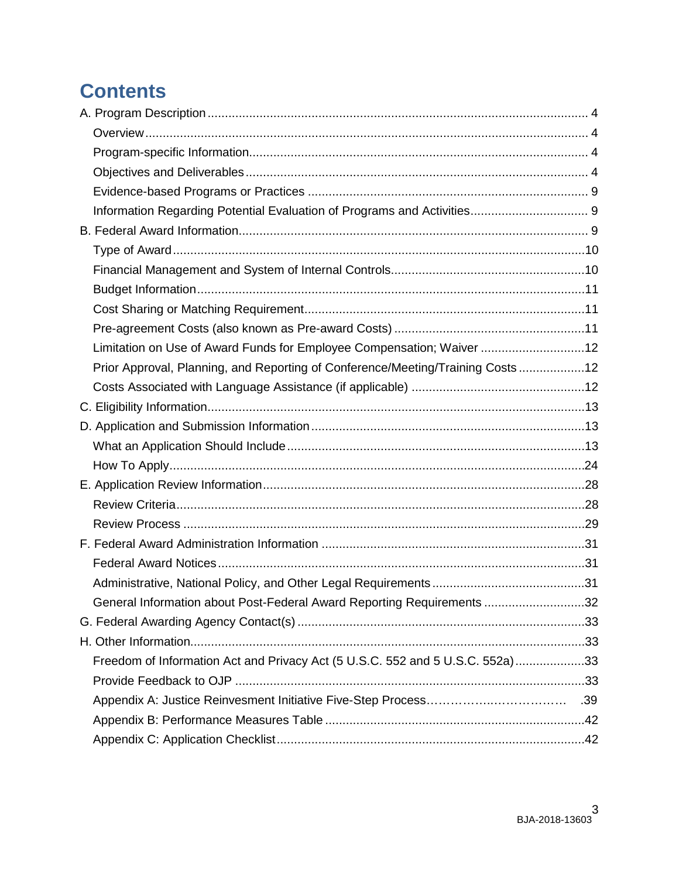# Contents

A. Program Description ... 4
- Overview ... 4
- Program-specific Information ... 4
- Objectives and Deliverables ... 4
- Evidence-based Programs or Practices ... 9
- Information Regarding Potential Evaluation of Programs and Activities ... 9

B. Federal Award Information ... 9
- Type of Award ... 10
- Financial Management and System of Internal Controls ... 10
- Budget Information ... 11
- Cost Sharing or Matching Requirement ... 11
- Pre-agreement Costs (also known as Pre-award Costs) ... 11
- Limitation on Use of Award Funds for Employee Compensation; Waiver ... 12
- Prior Approval, Planning, and Reporting of Conference/Meeting/Training Costs ... 12
- Costs Associated with Language Assistance (if applicable) ... 12

C. Eligibility Information ... 13

D. Application and Submission Information ... 13
- What an Application Should Include ... 13
- How To Apply ... 24

E. Application Review Information ... 28
- Review Criteria ... 28
- Review Process ... 29

F. Federal Award Administration Information ... 31
- Federal Award Notices ... 31
- Administrative, National Policy, and Other Legal Requirements ... 31
- General Information about Post-Federal Award Reporting Requirements ... 32

G. Federal Awarding Agency Contact(s) ... 33

H. Other Information ... 33
- Freedom of Information Act and Privacy Act (5 U.S.C. 552 and 5 U.S.C. 552a) ... 33
- Provide Feedback to OJP ... 33
- Appendix A: Justice Reinvesment Initiative Five-Step Process ... 39
- Appendix B: Performance Measures Table ... 42
- Appendix C: Application Checklist ... 42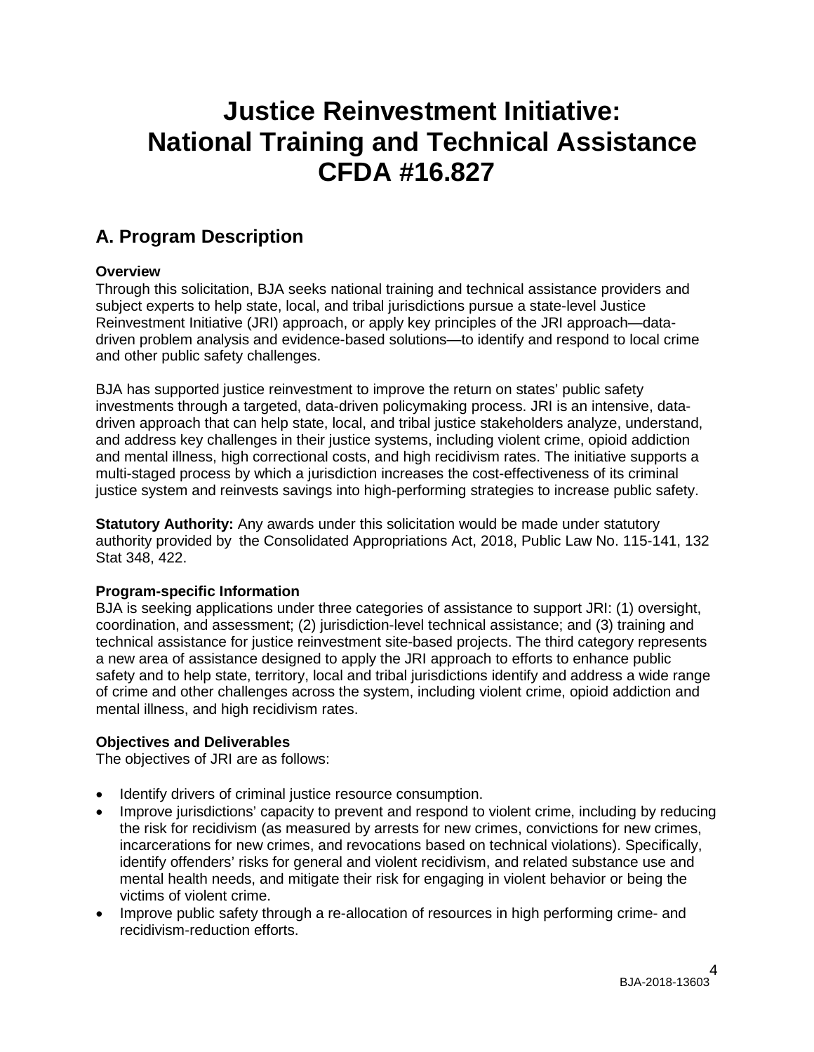# Justice Reinvestment Initiative: National Training and Technical Assistance CFDA #16.827

## A. Program Description

**Overview**

Through this solicitation, BJA seeks national training and technical assistance providers and subject experts to help state, local, and tribal jurisdictions pursue a state-level Justice Reinvestment Initiative (JRI) approach, or apply key principles of the JRI approach—data-driven problem analysis and evidence-based solutions—to identify and respond to local crime and other public safety challenges.

BJA has supported justice reinvestment to improve the return on states' public safety investments through a targeted, data-driven policymaking process. JRI is an intensive, data-driven approach that can help state, local, and tribal justice stakeholders analyze, understand, and address key challenges in their justice systems, including violent crime, opioid addiction and mental illness, high correctional costs, and high recidivism rates. The initiative supports a multi-staged process by which a jurisdiction increases the cost-effectiveness of its criminal justice system and reinvests savings into high-performing strategies to increase public safety.

**Statutory Authority:** Any awards under this solicitation would be made under statutory authority provided by the Consolidated Appropriations Act, 2018, Public Law No. 115-141, 132 Stat 348, 422.

**Program-specific Information**

BJA is seeking applications under three categories of assistance to support JRI: (1) oversight, coordination, and assessment; (2) jurisdiction-level technical assistance; and (3) training and technical assistance for justice reinvestment site-based projects. The third category represents a new area of assistance designed to apply the JRI approach to efforts to enhance public safety and to help state, territory, local and tribal jurisdictions identify and address a wide range of crime and other challenges across the system, including violent crime, opioid addiction and mental illness, and high recidivism rates.

**Objectives and Deliverables**

The objectives of JRI are as follows:

- Identify drivers of criminal justice resource consumption.
- Improve jurisdictions' capacity to prevent and respond to violent crime, including by reducing the risk for recidivism (as measured by arrests for new crimes, convictions for new crimes, incarcerations for new crimes, and revocations based on technical violations). Specifically, identify offenders' risks for general and violent recidivism, and related substance use and mental health needs, and mitigate their risk for engaging in violent behavior or being the victims of violent crime.
- Improve public safety through a re-allocation of resources in high performing crime- and recidivism-reduction efforts.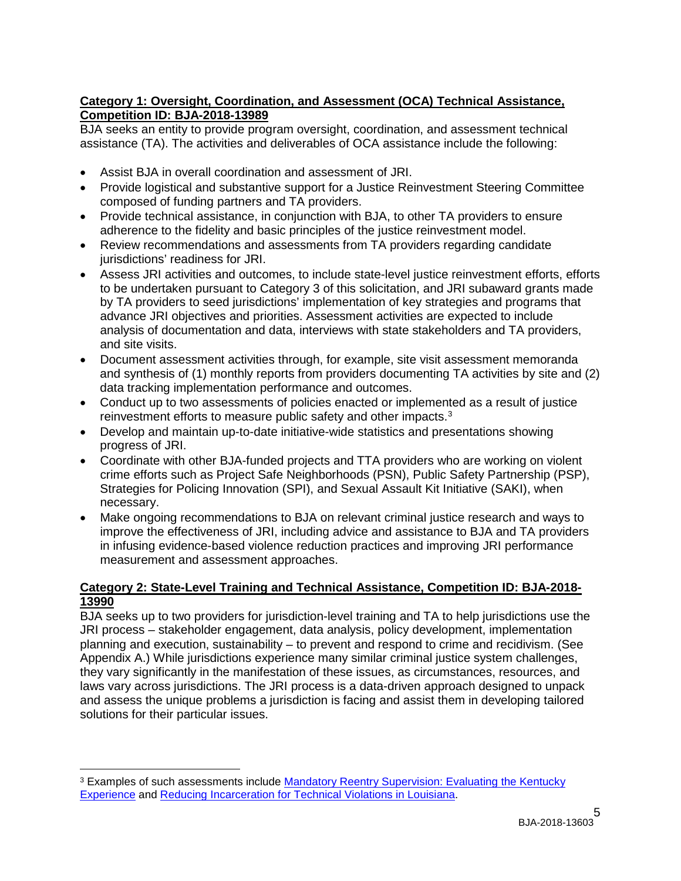**Category 1: Oversight, Coordination, and Assessment (OCA) Technical Assistance, Competition ID: BJA-2018-13989**

BJA seeks an entity to provide program oversight, coordination, and assessment technical assistance (TA). The activities and deliverables of OCA assistance include the following:

- Assist BJA in overall coordination and assessment of JRI.
- Provide logistical and substantive support for a Justice Reinvestment Steering Committee composed of funding partners and TA providers.
- Provide technical assistance, in conjunction with BJA, to other TA providers to ensure adherence to the fidelity and basic principles of the justice reinvestment model.
- Review recommendations and assessments from TA providers regarding candidate jurisdictions' readiness for JRI.
- Assess JRI activities and outcomes, to include state-level justice reinvestment efforts, efforts to be undertaken pursuant to Category 3 of this solicitation, and JRI subaward grants made by TA providers to seed jurisdictions' implementation of key strategies and programs that advance JRI objectives and priorities. Assessment activities are expected to include analysis of documentation and data, interviews with state stakeholders and TA providers, and site visits.
- Document assessment activities through, for example, site visit assessment memoranda and synthesis of (1) monthly reports from providers documenting TA activities by site and (2) data tracking implementation performance and outcomes.
- Conduct up to two assessments of policies enacted or implemented as a result of justice reinvestment efforts to measure public safety and other impacts.[3]
- Develop and maintain up-to-date initiative-wide statistics and presentations showing progress of JRI.
- Coordinate with other BJA-funded projects and TTA providers who are working on violent crime efforts such as Project Safe Neighborhoods (PSN), Public Safety Partnership (PSP), Strategies for Policing Innovation (SPI), and Sexual Assault Kit Initiative (SAKI), when necessary.
- Make ongoing recommendations to BJA on relevant criminal justice research and ways to improve the effectiveness of JRI, including advice and assistance to BJA and TA providers in infusing evidence-based violence reduction practices and improving JRI performance measurement and assessment approaches.

**Category 2: State-Level Training and Technical Assistance, Competition ID: BJA-2018-13990**

BJA seeks up to two providers for jurisdiction-level training and TA to help jurisdictions use the JRI process – stakeholder engagement, data analysis, policy development, implementation planning and execution, sustainability – to prevent and respond to crime and recidivism. (See Appendix A.) While jurisdictions experience many similar criminal justice system challenges, they vary significantly in the manifestation of these issues, as circumstances, resources, and laws vary across jurisdictions. The JRI process is a data-driven approach designed to unpack and assess the unique problems a jurisdiction is facing and assist them in developing tailored solutions for their particular issues.

---

[3] Examples of such assessments include Mandatory Reentry Supervision: Evaluating the Kentucky Experience and Reducing Incarceration for Technical Violations in Louisiana.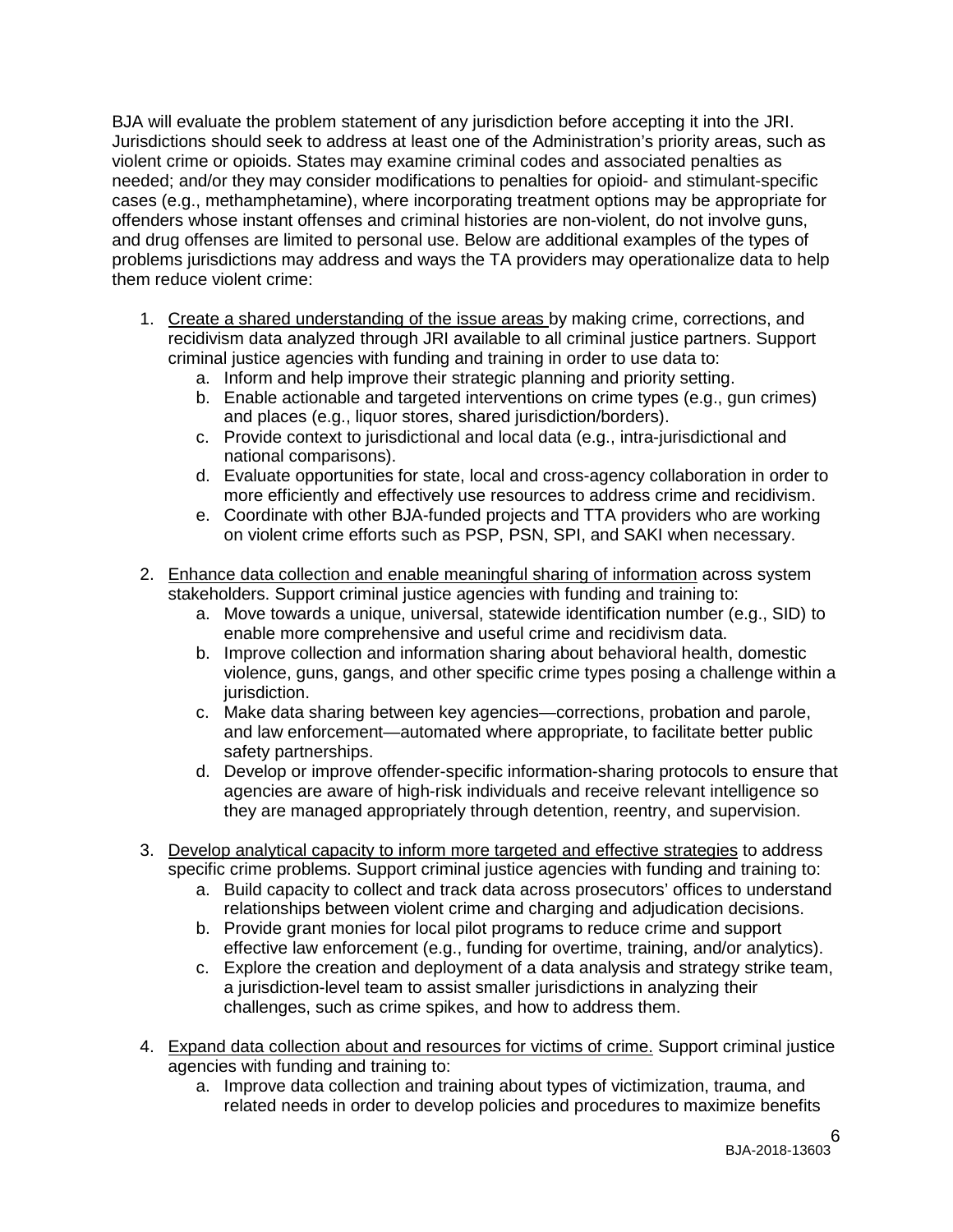BJA will evaluate the problem statement of any jurisdiction before accepting it into the JRI. Jurisdictions should seek to address at least one of the Administration's priority areas, such as violent crime or opioids. States may examine criminal codes and associated penalties as needed; and/or they may consider modifications to penalties for opioid- and stimulant-specific cases (e.g., methamphetamine), where incorporating treatment options may be appropriate for offenders whose instant offenses and criminal histories are non-violent, do not involve guns, and drug offenses are limited to personal use. Below are additional examples of the types of problems jurisdictions may address and ways the TA providers may operationalize data to help them reduce violent crime:

1. <u>Create a shared understanding of the issue areas</u> by making crime, corrections, and recidivism data analyzed through JRI available to all criminal justice partners. Support criminal justice agencies with funding and training in order to use data to:
    a. Inform and help improve their strategic planning and priority setting.
    b. Enable actionable and targeted interventions on crime types (e.g., gun crimes) and places (e.g., liquor stores, shared jurisdiction/borders).
    c. Provide context to jurisdictional and local data (e.g., intra-jurisdictional and national comparisons).
    d. Evaluate opportunities for state, local and cross-agency collaboration in order to more efficiently and effectively use resources to address crime and recidivism.
    e. Coordinate with other BJA-funded projects and TTA providers who are working on violent crime efforts such as PSP, PSN, SPI, and SAKI when necessary.

2. <u>Enhance data collection and enable meaningful sharing of information</u> across system stakeholders. Support criminal justice agencies with funding and training to:
    a. Move towards a unique, universal, statewide identification number (e.g., SID) to enable more comprehensive and useful crime and recidivism data.
    b. Improve collection and information sharing about behavioral health, domestic violence, guns, gangs, and other specific crime types posing a challenge within a jurisdiction.
    c. Make data sharing between key agencies—corrections, probation and parole, and law enforcement—automated where appropriate, to facilitate better public safety partnerships.
    d. Develop or improve offender-specific information-sharing protocols to ensure that agencies are aware of high-risk individuals and receive relevant intelligence so they are managed appropriately through detention, reentry, and supervision.

3. <u>Develop analytical capacity to inform more targeted and effective strategies</u> to address specific crime problems. Support criminal justice agencies with funding and training to:
    a. Build capacity to collect and track data across prosecutors' offices to understand relationships between violent crime and charging and adjudication decisions.
    b. Provide grant monies for local pilot programs to reduce crime and support effective law enforcement (e.g., funding for overtime, training, and/or analytics).
    c. Explore the creation and deployment of a data analysis and strategy strike team, a jurisdiction-level team to assist smaller jurisdictions in analyzing their challenges, such as crime spikes, and how to address them.

4. <u>Expand data collection about and resources for victims of crime.</u> Support criminal justice agencies with funding and training to:
    a. Improve data collection and training about types of victimization, trauma, and related needs in order to develop policies and procedures to maximize benefits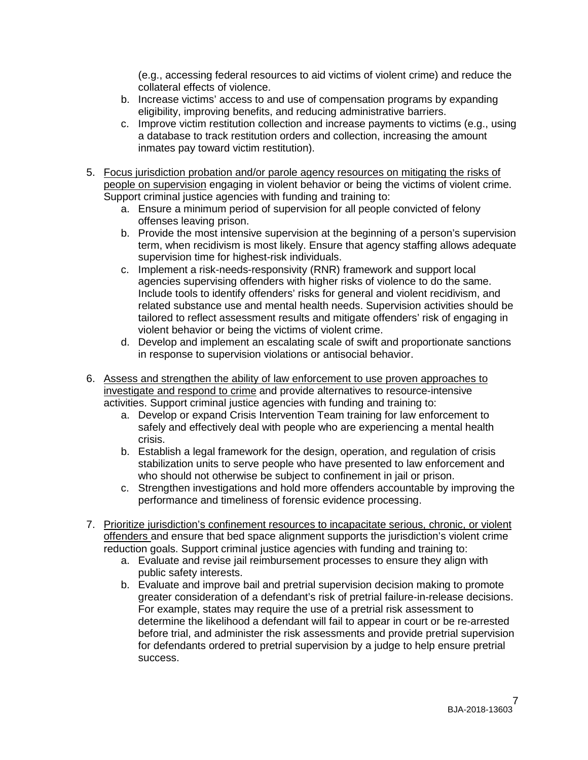(e.g., accessing federal resources to aid victims of violent crime) and reduce the collateral effects of violence.

   b. Increase victims' access to and use of compensation programs by expanding eligibility, improving benefits, and reducing administrative barriers.
   c. Improve victim restitution collection and increase payments to victims (e.g., using a database to track restitution orders and collection, increasing the amount inmates pay toward victim restitution).

5. <u>Focus jurisdiction probation and/or parole agency resources on mitigating the risks of people on supervision</u> engaging in violent behavior or being the victims of violent crime. Support criminal justice agencies with funding and training to:
   a. Ensure a minimum period of supervision for all people convicted of felony offenses leaving prison.
   b. Provide the most intensive supervision at the beginning of a person's supervision term, when recidivism is most likely. Ensure that agency staffing allows adequate supervision time for highest-risk individuals.
   c. Implement a risk-needs-responsivity (RNR) framework and support local agencies supervising offenders with higher risks of violence to do the same. Include tools to identify offenders' risks for general and violent recidivism, and related substance use and mental health needs. Supervision activities should be tailored to reflect assessment results and mitigate offenders' risk of engaging in violent behavior or being the victims of violent crime.
   d. Develop and implement an escalating scale of swift and proportionate sanctions in response to supervision violations or antisocial behavior.

6. <u>Assess and strengthen the ability of law enforcement to use proven approaches to investigate and respond to crime</u> and provide alternatives to resource-intensive activities. Support criminal justice agencies with funding and training to:
   a. Develop or expand Crisis Intervention Team training for law enforcement to safely and effectively deal with people who are experiencing a mental health crisis.
   b. Establish a legal framework for the design, operation, and regulation of crisis stabilization units to serve people who have presented to law enforcement and who should not otherwise be subject to confinement in jail or prison.
   c. Strengthen investigations and hold more offenders accountable by improving the performance and timeliness of forensic evidence processing.

7. <u>Prioritize jurisdiction's confinement resources to incapacitate serious, chronic, or violent offenders</u> and ensure that bed space alignment supports the jurisdiction's violent crime reduction goals. Support criminal justice agencies with funding and training to:
   a. Evaluate and revise jail reimbursement processes to ensure they align with public safety interests.
   b. Evaluate and improve bail and pretrial supervision decision making to promote greater consideration of a defendant's risk of pretrial failure-in-release decisions. For example, states may require the use of a pretrial risk assessment to determine the likelihood a defendant will fail to appear in court or be re-arrested before trial, and administer the risk assessments and provide pretrial supervision for defendants ordered to pretrial supervision by a judge to help ensure pretrial success.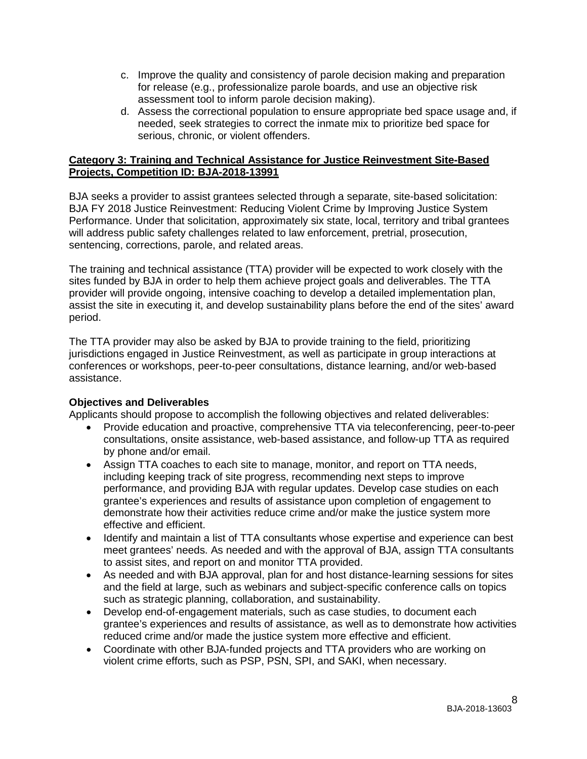c. Improve the quality and consistency of parole decision making and preparation for release (e.g., professionalize parole boards, and use an objective risk assessment tool to inform parole decision making).
d. Assess the correctional population to ensure appropriate bed space usage and, if needed, seek strategies to correct the inmate mix to prioritize bed space for serious, chronic, or violent offenders.

**Category 3: Training and Technical Assistance for Justice Reinvestment Site-Based Projects, Competition ID: BJA-2018-13991**

BJA seeks a provider to assist grantees selected through a separate, site-based solicitation: BJA FY 2018 Justice Reinvestment: Reducing Violent Crime by Improving Justice System Performance. Under that solicitation, approximately six state, local, territory and tribal grantees will address public safety challenges related to law enforcement, pretrial, prosecution, sentencing, corrections, parole, and related areas.

The training and technical assistance (TTA) provider will be expected to work closely with the sites funded by BJA in order to help them achieve project goals and deliverables. The TTA provider will provide ongoing, intensive coaching to develop a detailed implementation plan, assist the site in executing it, and develop sustainability plans before the end of the sites' award period.

The TTA provider may also be asked by BJA to provide training to the field, prioritizing jurisdictions engaged in Justice Reinvestment, as well as participate in group interactions at conferences or workshops, peer-to-peer consultations, distance learning, and/or web-based assistance.

**Objectives and Deliverables**

Applicants should propose to accomplish the following objectives and related deliverables:

- Provide education and proactive, comprehensive TTA via teleconferencing, peer-to-peer consultations, onsite assistance, web-based assistance, and follow-up TTA as required by phone and/or email.
- Assign TTA coaches to each site to manage, monitor, and report on TTA needs, including keeping track of site progress, recommending next steps to improve performance, and providing BJA with regular updates. Develop case studies on each grantee's experiences and results of assistance upon completion of engagement to demonstrate how their activities reduce crime and/or make the justice system more effective and efficient.
- Identify and maintain a list of TTA consultants whose expertise and experience can best meet grantees' needs. As needed and with the approval of BJA, assign TTA consultants to assist sites, and report on and monitor TTA provided.
- As needed and with BJA approval, plan for and host distance-learning sessions for sites and the field at large, such as webinars and subject-specific conference calls on topics such as strategic planning, collaboration, and sustainability.
- Develop end-of-engagement materials, such as case studies, to document each grantee's experiences and results of assistance, as well as to demonstrate how activities reduced crime and/or made the justice system more effective and efficient.
- Coordinate with other BJA-funded projects and TTA providers who are working on violent crime efforts, such as PSP, PSN, SPI, and SAKI, when necessary.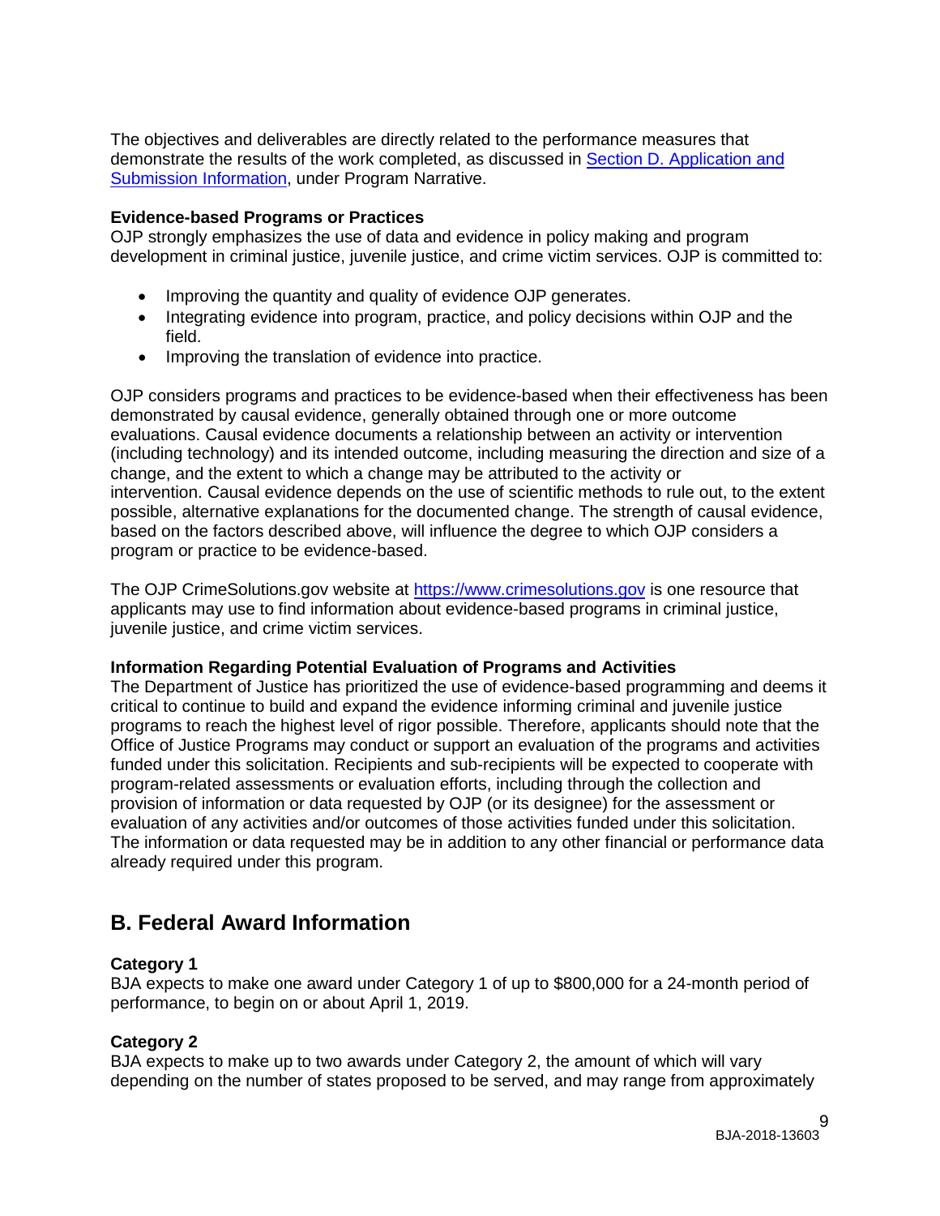The objectives and deliverables are directly related to the performance measures that demonstrate the results of the work completed, as discussed in [Section D. Application and Submission Information](#), under Program Narrative.

**Evidence-based Programs or Practices**
OJP strongly emphasizes the use of data and evidence in policy making and program development in criminal justice, juvenile justice, and crime victim services. OJP is committed to:

- Improving the quantity and quality of evidence OJP generates.
- Integrating evidence into program, practice, and policy decisions within OJP and the field.
- Improving the translation of evidence into practice.

OJP considers programs and practices to be evidence-based when their effectiveness has been demonstrated by causal evidence, generally obtained through one or more outcome evaluations. Causal evidence documents a relationship between an activity or intervention (including technology) and its intended outcome, including measuring the direction and size of a change, and the extent to which a change may be attributed to the activity or intervention. Causal evidence depends on the use of scientific methods to rule out, to the extent possible, alternative explanations for the documented change. The strength of causal evidence, based on the factors described above, will influence the degree to which OJP considers a program or practice to be evidence-based.

The OJP CrimeSolutions.gov website at [https://www.crimesolutions.gov](https://www.crimesolutions.gov) is one resource that applicants may use to find information about evidence-based programs in criminal justice, juvenile justice, and crime victim services.

**Information Regarding Potential Evaluation of Programs and Activities**
The Department of Justice has prioritized the use of evidence-based programming and deems it critical to continue to build and expand the evidence informing criminal and juvenile justice programs to reach the highest level of rigor possible. Therefore, applicants should note that the Office of Justice Programs may conduct or support an evaluation of the programs and activities funded under this solicitation. Recipients and sub-recipients will be expected to cooperate with program-related assessments or evaluation efforts, including through the collection and provision of information or data requested by OJP (or its designee) for the assessment or evaluation of any activities and/or outcomes of those activities funded under this solicitation. The information or data requested may be in addition to any other financial or performance data already required under this program.

## B. Federal Award Information

**Category 1**
BJA expects to make one award under Category 1 of up to $800,000 for a 24-month period of performance, to begin on or about April 1, 2019.

**Category 2**
BJA expects to make up to two awards under Category 2, the amount of which will vary depending on the number of states proposed to be served, and may range from approximately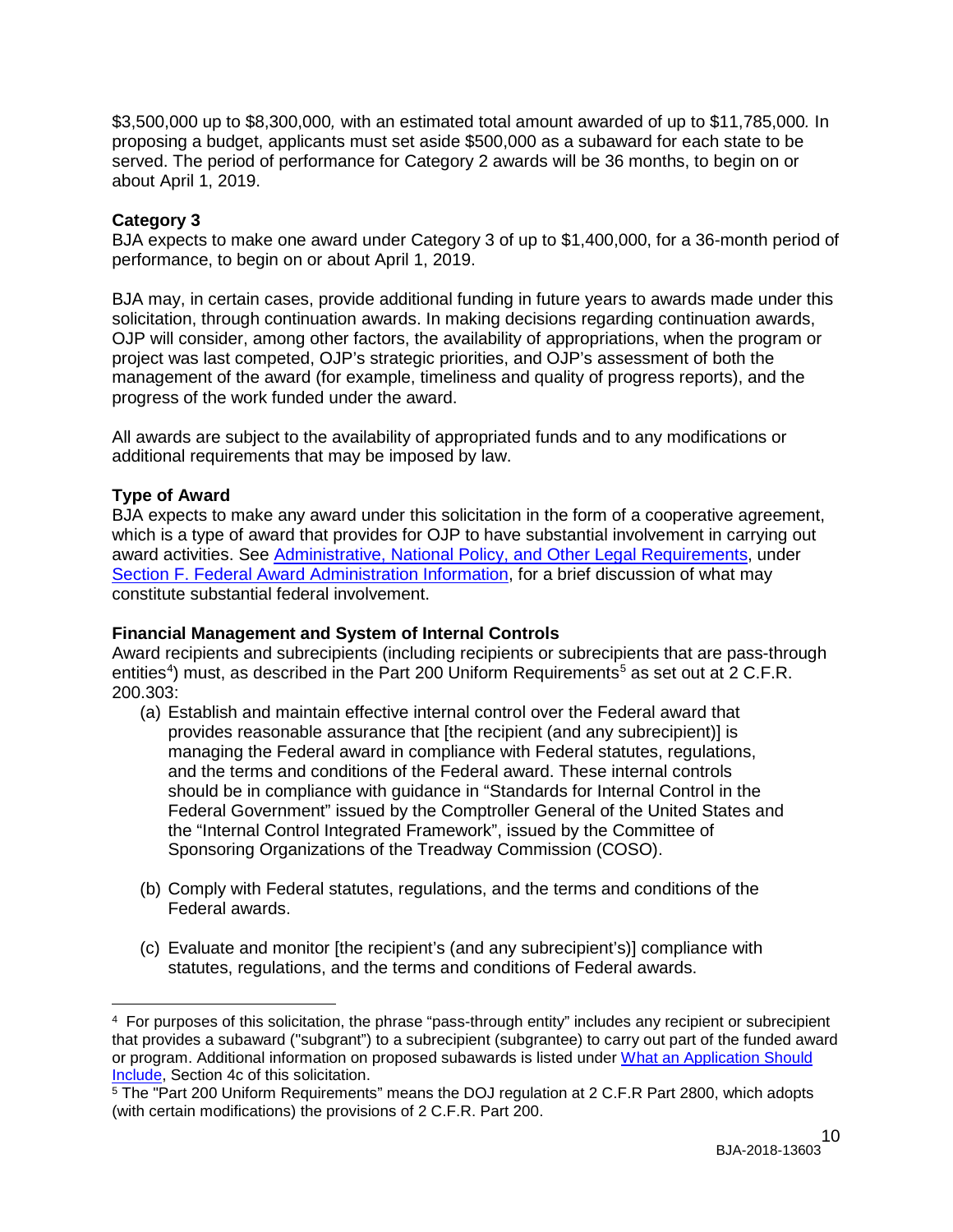$3,500,000 up to $8,300,000*,* with an estimated total amount awarded of up to $11,785,000*.* In proposing a budget, applicants must set aside $500,000 as a subaward for each state to be served. The period of performance for Category 2 awards will be 36 months, to begin on or about April 1, 2019.

**Category 3**
BJA expects to make one award under Category 3 of up to $1,400,000, for a 36-month period of performance, to begin on or about April 1, 2019.

BJA may, in certain cases, provide additional funding in future years to awards made under this solicitation, through continuation awards. In making decisions regarding continuation awards, OJP will consider, among other factors, the availability of appropriations, when the program or project was last competed, OJP's strategic priorities, and OJP's assessment of both the management of the award (for example, timeliness and quality of progress reports), and the progress of the work funded under the award.

All awards are subject to the availability of appropriated funds and to any modifications or additional requirements that may be imposed by law.

**Type of Award**
BJA expects to make any award under this solicitation in the form of a cooperative agreement, which is a type of award that provides for OJP to have substantial involvement in carrying out award activities. See Administrative, National Policy, and Other Legal Requirements, under Section F. Federal Award Administration Information, for a brief discussion of what may constitute substantial federal involvement.

**Financial Management and System of Internal Controls**
Award recipients and subrecipients (including recipients or subrecipients that are pass-through entities[4]) must, as described in the Part 200 Uniform Requirements[5] as set out at 2 C.F.R. 200.303:

(a) Establish and maintain effective internal control over the Federal award that provides reasonable assurance that [the recipient (and any subrecipient)] is managing the Federal award in compliance with Federal statutes, regulations, and the terms and conditions of the Federal award. These internal controls should be in compliance with guidance in "Standards for Internal Control in the Federal Government" issued by the Comptroller General of the United States and the "Internal Control Integrated Framework", issued by the Committee of Sponsoring Organizations of the Treadway Commission (COSO).

(b) Comply with Federal statutes, regulations, and the terms and conditions of the Federal awards.

(c) Evaluate and monitor [the recipient's (and any subrecipient's)] compliance with statutes, regulations, and the terms and conditions of Federal awards.

---

[4] For purposes of this solicitation, the phrase "pass-through entity" includes any recipient or subrecipient that provides a subaward ("subgrant") to a subrecipient (subgrantee) to carry out part of the funded award or program. Additional information on proposed subawards is listed under What an Application Should Include, Section 4c of this solicitation.

[5] The "Part 200 Uniform Requirements" means the DOJ regulation at 2 C.F.R Part 2800, which adopts (with certain modifications) the provisions of 2 C.F.R. Part 200.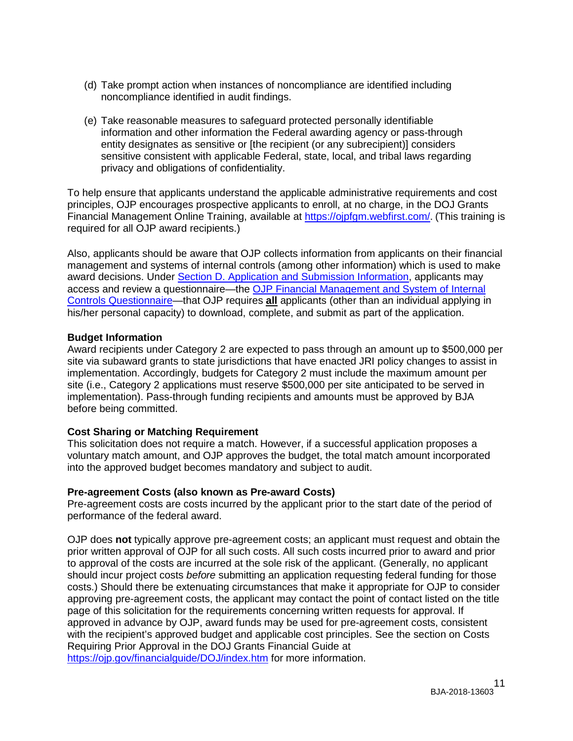(d) Take prompt action when instances of noncompliance are identified including noncompliance identified in audit findings.

(e) Take reasonable measures to safeguard protected personally identifiable information and other information the Federal awarding agency or pass-through entity designates as sensitive or [the recipient (or any subrecipient)] considers sensitive consistent with applicable Federal, state, local, and tribal laws regarding privacy and obligations of confidentiality.

To help ensure that applicants understand the applicable administrative requirements and cost principles, OJP encourages prospective applicants to enroll, at no charge, in the DOJ Grants Financial Management Online Training, available at [https://ojpfgm.webfirst.com/](https://ojpfgm.webfirst.com/). (This training is required for all OJP award recipients.)

Also, applicants should be aware that OJP collects information from applicants on their financial management and systems of internal controls (among other information) which is used to make award decisions. Under Section D. Application and Submission Information, applicants may access and review a questionnaire—the OJP Financial Management and System of Internal Controls Questionnaire—that OJP requires **all** applicants (other than an individual applying in his/her personal capacity) to download, complete, and submit as part of the application.

**Budget Information**

Award recipients under Category 2 are expected to pass through an amount up to $500,000 per site via subaward grants to state jurisdictions that have enacted JRI policy changes to assist in implementation. Accordingly, budgets for Category 2 must include the maximum amount per site (i.e., Category 2 applications must reserve $500,000 per site anticipated to be served in implementation). Pass-through funding recipients and amounts must be approved by BJA before being committed.

**Cost Sharing or Matching Requirement**

This solicitation does not require a match. However, if a successful application proposes a voluntary match amount, and OJP approves the budget, the total match amount incorporated into the approved budget becomes mandatory and subject to audit.

**Pre-agreement Costs (also known as Pre-award Costs)**

Pre-agreement costs are costs incurred by the applicant prior to the start date of the period of performance of the federal award.

OJP does **not** typically approve pre-agreement costs; an applicant must request and obtain the prior written approval of OJP for all such costs. All such costs incurred prior to award and prior to approval of the costs are incurred at the sole risk of the applicant. (Generally, no applicant should incur project costs *before* submitting an application requesting federal funding for those costs.) Should there be extenuating circumstances that make it appropriate for OJP to consider approving pre-agreement costs, the applicant may contact the point of contact listed on the title page of this solicitation for the requirements concerning written requests for approval. If approved in advance by OJP, award funds may be used for pre-agreement costs, consistent with the recipient's approved budget and applicable cost principles. See the section on Costs Requiring Prior Approval in the DOJ Grants Financial Guide at [https://ojp.gov/financialguide/DOJ/index.htm](https://ojp.gov/financialguide/DOJ/index.htm) for more information.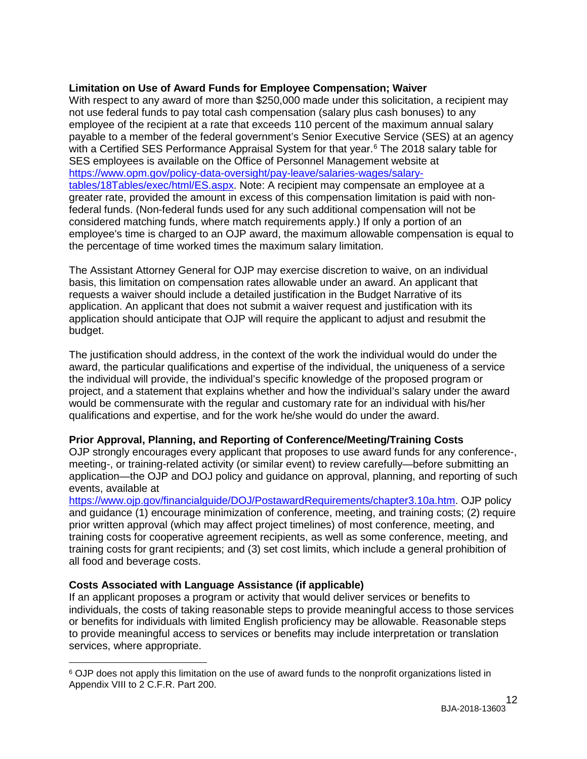**Limitation on Use of Award Funds for Employee Compensation; Waiver**

With respect to any award of more than $250,000 made under this solicitation, a recipient may not use federal funds to pay total cash compensation (salary plus cash bonuses) to any employee of the recipient at a rate that exceeds 110 percent of the maximum annual salary payable to a member of the federal government's Senior Executive Service (SES) at an agency with a Certified SES Performance Appraisal System for that year.[6] The 2018 salary table for SES employees is available on the Office of Personnel Management website at https://www.opm.gov/policy-data-oversight/pay-leave/salaries-wages/salary-tables/18Tables/exec/html/ES.aspx. Note: A recipient may compensate an employee at a greater rate, provided the amount in excess of this compensation limitation is paid with non-federal funds. (Non-federal funds used for any such additional compensation will not be considered matching funds, where match requirements apply.) If only a portion of an employee's time is charged to an OJP award, the maximum allowable compensation is equal to the percentage of time worked times the maximum salary limitation.

The Assistant Attorney General for OJP may exercise discretion to waive, on an individual basis, this limitation on compensation rates allowable under an award. An applicant that requests a waiver should include a detailed justification in the Budget Narrative of its application. An applicant that does not submit a waiver request and justification with its application should anticipate that OJP will require the applicant to adjust and resubmit the budget.

The justification should address, in the context of the work the individual would do under the award, the particular qualifications and expertise of the individual, the uniqueness of a service the individual will provide, the individual's specific knowledge of the proposed program or project, and a statement that explains whether and how the individual's salary under the award would be commensurate with the regular and customary rate for an individual with his/her qualifications and expertise, and for the work he/she would do under the award.

**Prior Approval, Planning, and Reporting of Conference/Meeting/Training Costs**

OJP strongly encourages every applicant that proposes to use award funds for any conference-, meeting-, or training-related activity (or similar event) to review carefully—before submitting an application—the OJP and DOJ policy and guidance on approval, planning, and reporting of such events, available at https://www.ojp.gov/financialguide/DOJ/PostawardRequirements/chapter3.10a.htm. OJP policy and guidance (1) encourage minimization of conference, meeting, and training costs; (2) require prior written approval (which may affect project timelines) of most conference, meeting, and training costs for cooperative agreement recipients, as well as some conference, meeting, and training costs for grant recipients; and (3) set cost limits, which include a general prohibition of all food and beverage costs.

**Costs Associated with Language Assistance (if applicable)**

If an applicant proposes a program or activity that would deliver services or benefits to individuals, the costs of taking reasonable steps to provide meaningful access to those services or benefits for individuals with limited English proficiency may be allowable. Reasonable steps to provide meaningful access to services or benefits may include interpretation or translation services, where appropriate.

[6] OJP does not apply this limitation on the use of award funds to the nonprofit organizations listed in Appendix VIII to 2 C.F.R. Part 200.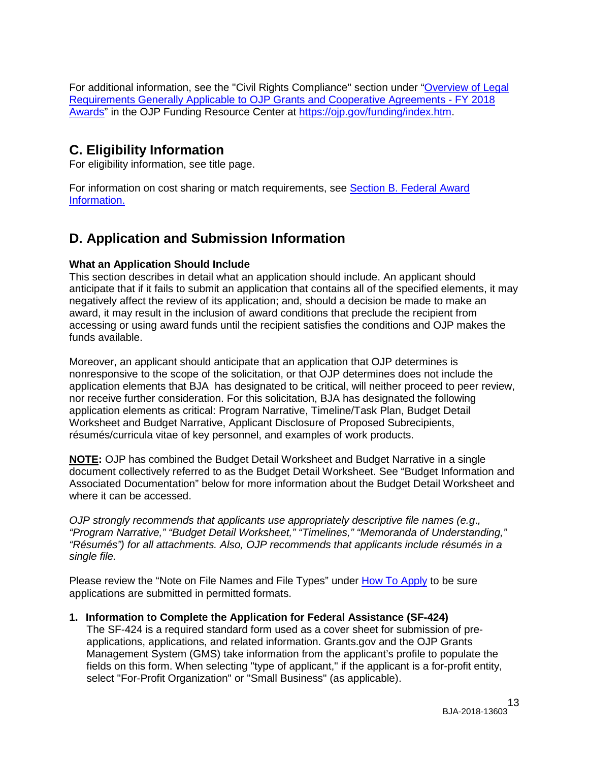For additional information, see the "Civil Rights Compliance" section under "[Overview of Legal Requirements Generally Applicable to OJP Grants and Cooperative Agreements - FY 2018 Awards](https://ojp.gov/funding/index.htm)" in the OJP Funding Resource Center at [https://ojp.gov/funding/index.htm](https://ojp.gov/funding/index.htm).

## C. Eligibility Information

For eligibility information, see title page.

For information on cost sharing or match requirements, see Section B. Federal Award Information.

## D. Application and Submission Information

**What an Application Should Include**

This section describes in detail what an application should include. An applicant should anticipate that if it fails to submit an application that contains all of the specified elements, it may negatively affect the review of its application; and, should a decision be made to make an award, it may result in the inclusion of award conditions that preclude the recipient from accessing or using award funds until the recipient satisfies the conditions and OJP makes the funds available.

Moreover, an applicant should anticipate that an application that OJP determines is nonresponsive to the scope of the solicitation, or that OJP determines does not include the application elements that BJA has designated to be critical, will neither proceed to peer review, nor receive further consideration. For this solicitation, BJA has designated the following application elements as critical: Program Narrative, Timeline/Task Plan, Budget Detail Worksheet and Budget Narrative, Applicant Disclosure of Proposed Subrecipients, résumés/curricula vitae of key personnel, and examples of work products.

**NOTE:** OJP has combined the Budget Detail Worksheet and Budget Narrative in a single document collectively referred to as the Budget Detail Worksheet. See "Budget Information and Associated Documentation" below for more information about the Budget Detail Worksheet and where it can be accessed.

*OJP strongly recommends that applicants use appropriately descriptive file names (e.g., "Program Narrative," "Budget Detail Worksheet," "Timelines," "Memoranda of Understanding," "Résumés") for all attachments. Also, OJP recommends that applicants include résumés in a single file.*

Please review the "Note on File Names and File Types" under How To Apply to be sure applications are submitted in permitted formats.

1. **Information to Complete the Application for Federal Assistance (SF-424)**
   The SF-424 is a required standard form used as a cover sheet for submission of pre-applications, applications, and related information. Grants.gov and the OJP Grants Management System (GMS) take information from the applicant's profile to populate the fields on this form. When selecting "type of applicant," if the applicant is a for-profit entity, select "For-Profit Organization" or "Small Business" (as applicable).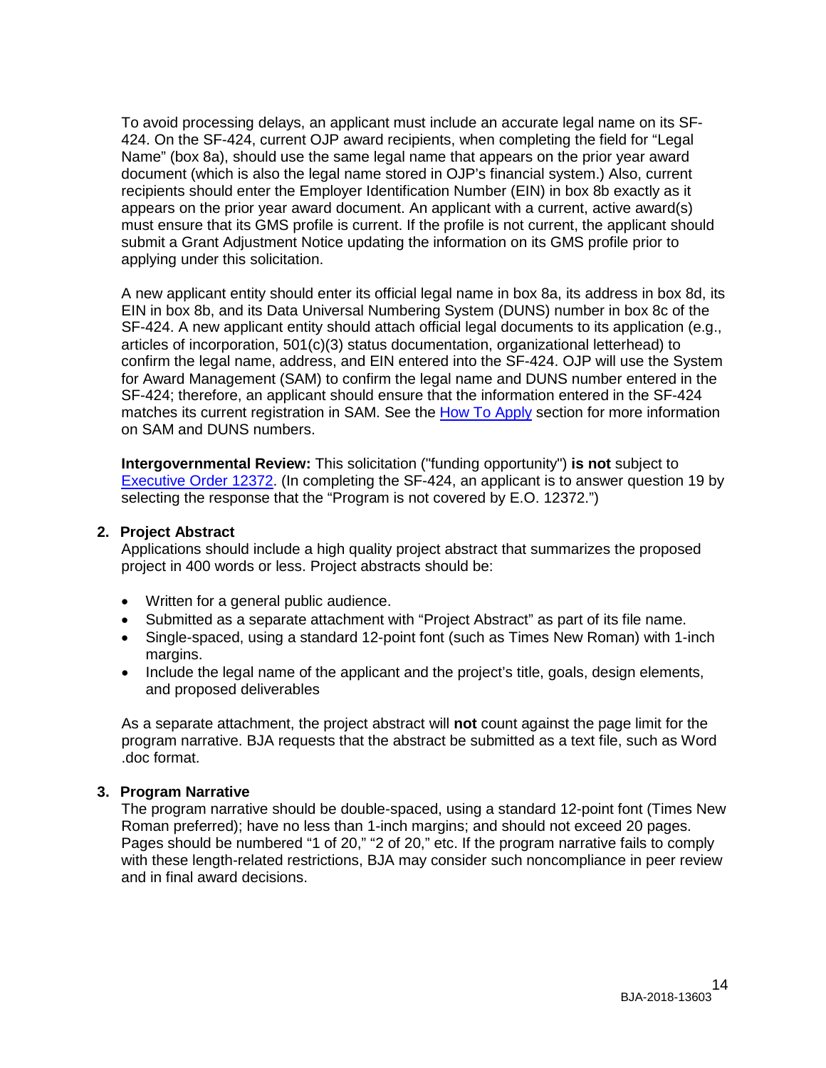To avoid processing delays, an applicant must include an accurate legal name on its SF-424. On the SF-424, current OJP award recipients, when completing the field for "Legal Name" (box 8a), should use the same legal name that appears on the prior year award document (which is also the legal name stored in OJP's financial system.) Also, current recipients should enter the Employer Identification Number (EIN) in box 8b exactly as it appears on the prior year award document. An applicant with a current, active award(s) must ensure that its GMS profile is current. If the profile is not current, the applicant should submit a Grant Adjustment Notice updating the information on its GMS profile prior to applying under this solicitation.

A new applicant entity should enter its official legal name in box 8a, its address in box 8d, its EIN in box 8b, and its Data Universal Numbering System (DUNS) number in box 8c of the SF-424. A new applicant entity should attach official legal documents to its application (e.g., articles of incorporation, 501(c)(3) status documentation, organizational letterhead) to confirm the legal name, address, and EIN entered into the SF-424. OJP will use the System for Award Management (SAM) to confirm the legal name and DUNS number entered in the SF-424; therefore, an applicant should ensure that the information entered in the SF-424 matches its current registration in SAM. See the How To Apply section for more information on SAM and DUNS numbers.

**Intergovernmental Review:** This solicitation ("funding opportunity") **is not** subject to Executive Order 12372. (In completing the SF-424, an applicant is to answer question 19 by selecting the response that the "Program is not covered by E.O. 12372.")

### 2. Project Abstract

Applications should include a high quality project abstract that summarizes the proposed project in 400 words or less. Project abstracts should be:

- Written for a general public audience.
- Submitted as a separate attachment with "Project Abstract" as part of its file name.
- Single-spaced, using a standard 12-point font (such as Times New Roman) with 1-inch margins.
- Include the legal name of the applicant and the project's title, goals, design elements, and proposed deliverables

As a separate attachment, the project abstract will **not** count against the page limit for the program narrative. BJA requests that the abstract be submitted as a text file, such as Word .doc format.

### 3. Program Narrative

The program narrative should be double-spaced, using a standard 12-point font (Times New Roman preferred); have no less than 1-inch margins; and should not exceed 20 pages. Pages should be numbered "1 of 20," "2 of 20," etc. If the program narrative fails to comply with these length-related restrictions, BJA may consider such noncompliance in peer review and in final award decisions.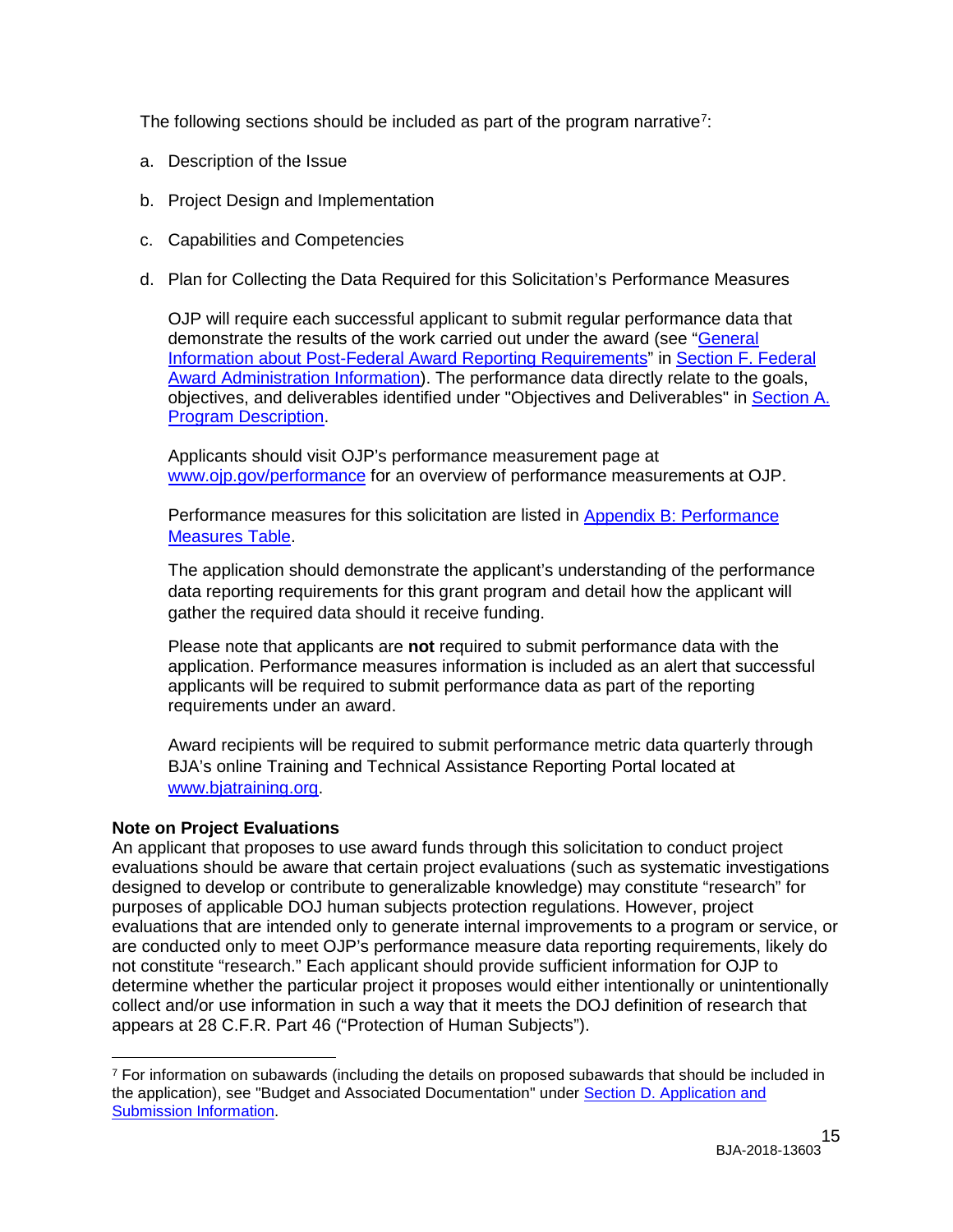The following sections should be included as part of the program narrative[7]:

a. Description of the Issue

b. Project Design and Implementation

c. Capabilities and Competencies

d. Plan for Collecting the Data Required for this Solicitation's Performance Measures

   OJP will require each successful applicant to submit regular performance data that demonstrate the results of the work carried out under the award (see "General Information about Post-Federal Award Reporting Requirements" in Section F. Federal Award Administration Information). The performance data directly relate to the goals, objectives, and deliverables identified under "Objectives and Deliverables" in Section A. Program Description.

   Applicants should visit OJP's performance measurement page at www.ojp.gov/performance for an overview of performance measurements at OJP.

   Performance measures for this solicitation are listed in Appendix B: Performance Measures Table.

   The application should demonstrate the applicant's understanding of the performance data reporting requirements for this grant program and detail how the applicant will gather the required data should it receive funding.

   Please note that applicants are **not** required to submit performance data with the application. Performance measures information is included as an alert that successful applicants will be required to submit performance data as part of the reporting requirements under an award.

   Award recipients will be required to submit performance metric data quarterly through BJA's online Training and Technical Assistance Reporting Portal located at www.bjatraining.org.

**Note on Project Evaluations**

An applicant that proposes to use award funds through this solicitation to conduct project evaluations should be aware that certain project evaluations (such as systematic investigations designed to develop or contribute to generalizable knowledge) may constitute "research" for purposes of applicable DOJ human subjects protection regulations. However, project evaluations that are intended only to generate internal improvements to a program or service, or are conducted only to meet OJP's performance measure data reporting requirements, likely do not constitute "research." Each applicant should provide sufficient information for OJP to determine whether the particular project it proposes would either intentionally or unintentionally collect and/or use information in such a way that it meets the DOJ definition of research that appears at 28 C.F.R. Part 46 ("Protection of Human Subjects").

[7] For information on subawards (including the details on proposed subawards that should be included in the application), see "Budget and Associated Documentation" under Section D. Application and Submission Information.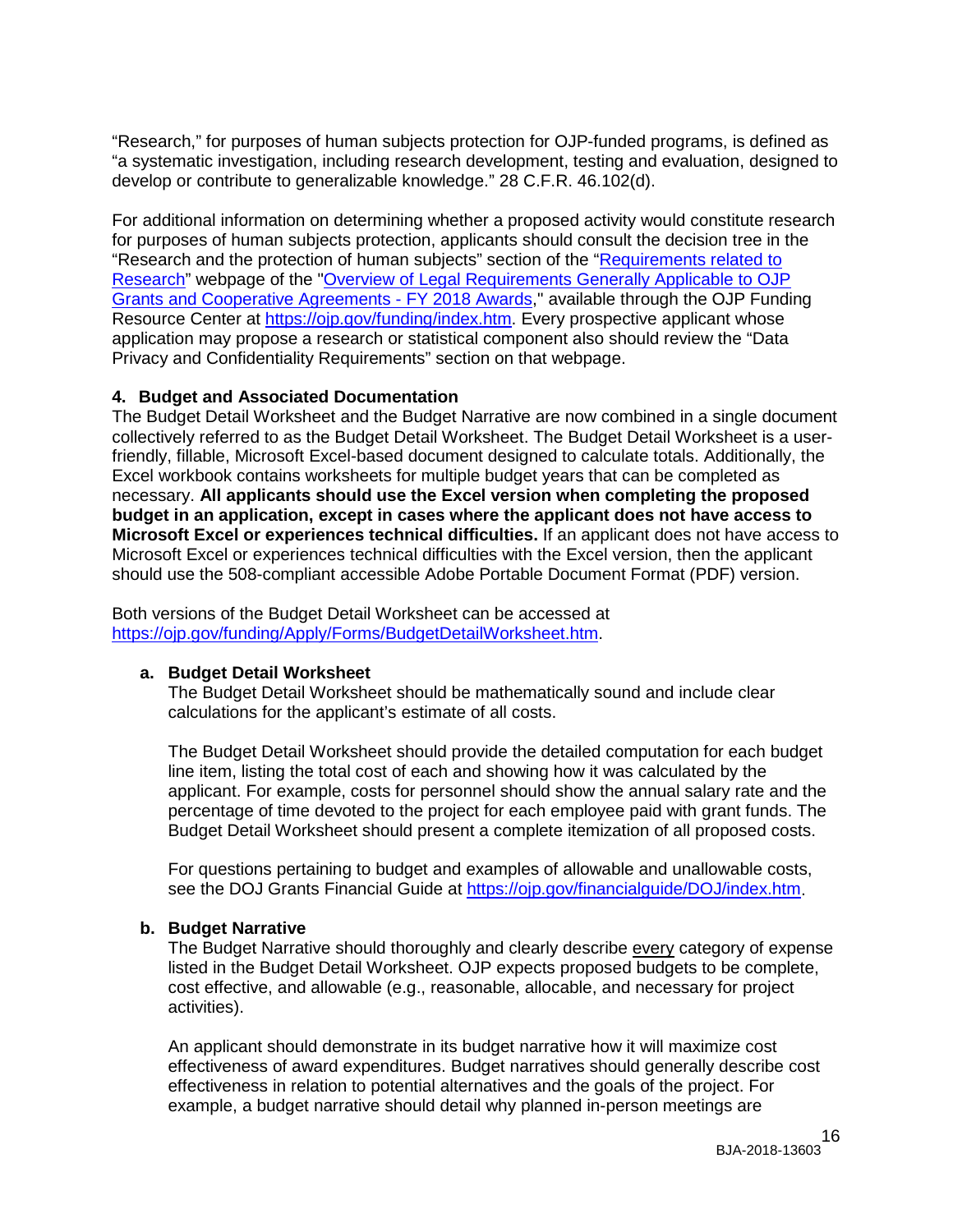"Research," for purposes of human subjects protection for OJP-funded programs, is defined as "a systematic investigation, including research development, testing and evaluation, designed to develop or contribute to generalizable knowledge." 28 C.F.R. 46.102(d).

For additional information on determining whether a proposed activity would constitute research for purposes of human subjects protection, applicants should consult the decision tree in the "Research and the protection of human subjects" section of the "Requirements related to Research" webpage of the "Overview of Legal Requirements Generally Applicable to OJP Grants and Cooperative Agreements - FY 2018 Awards," available through the OJP Funding Resource Center at https://ojp.gov/funding/index.htm. Every prospective applicant whose application may propose a research or statistical component also should review the "Data Privacy and Confidentiality Requirements" section on that webpage.

**4. Budget and Associated Documentation**

The Budget Detail Worksheet and the Budget Narrative are now combined in a single document collectively referred to as the Budget Detail Worksheet. The Budget Detail Worksheet is a user-friendly, fillable, Microsoft Excel-based document designed to calculate totals. Additionally, the Excel workbook contains worksheets for multiple budget years that can be completed as necessary. **All applicants should use the Excel version when completing the proposed budget in an application, except in cases where the applicant does not have access to Microsoft Excel or experiences technical difficulties.** If an applicant does not have access to Microsoft Excel or experiences technical difficulties with the Excel version, then the applicant should use the 508-compliant accessible Adobe Portable Document Format (PDF) version.

Both versions of the Budget Detail Worksheet can be accessed at https://ojp.gov/funding/Apply/Forms/BudgetDetailWorksheet.htm.

**a. Budget Detail Worksheet**

The Budget Detail Worksheet should be mathematically sound and include clear calculations for the applicant's estimate of all costs.

The Budget Detail Worksheet should provide the detailed computation for each budget line item, listing the total cost of each and showing how it was calculated by the applicant. For example, costs for personnel should show the annual salary rate and the percentage of time devoted to the project for each employee paid with grant funds. The Budget Detail Worksheet should present a complete itemization of all proposed costs.

For questions pertaining to budget and examples of allowable and unallowable costs, see the DOJ Grants Financial Guide at https://ojp.gov/financialguide/DOJ/index.htm.

**b. Budget Narrative**

The Budget Narrative should thoroughly and clearly describe every category of expense listed in the Budget Detail Worksheet. OJP expects proposed budgets to be complete, cost effective, and allowable (e.g., reasonable, allocable, and necessary for project activities).

An applicant should demonstrate in its budget narrative how it will maximize cost effectiveness of award expenditures. Budget narratives should generally describe cost effectiveness in relation to potential alternatives and the goals of the project. For example, a budget narrative should detail why planned in-person meetings are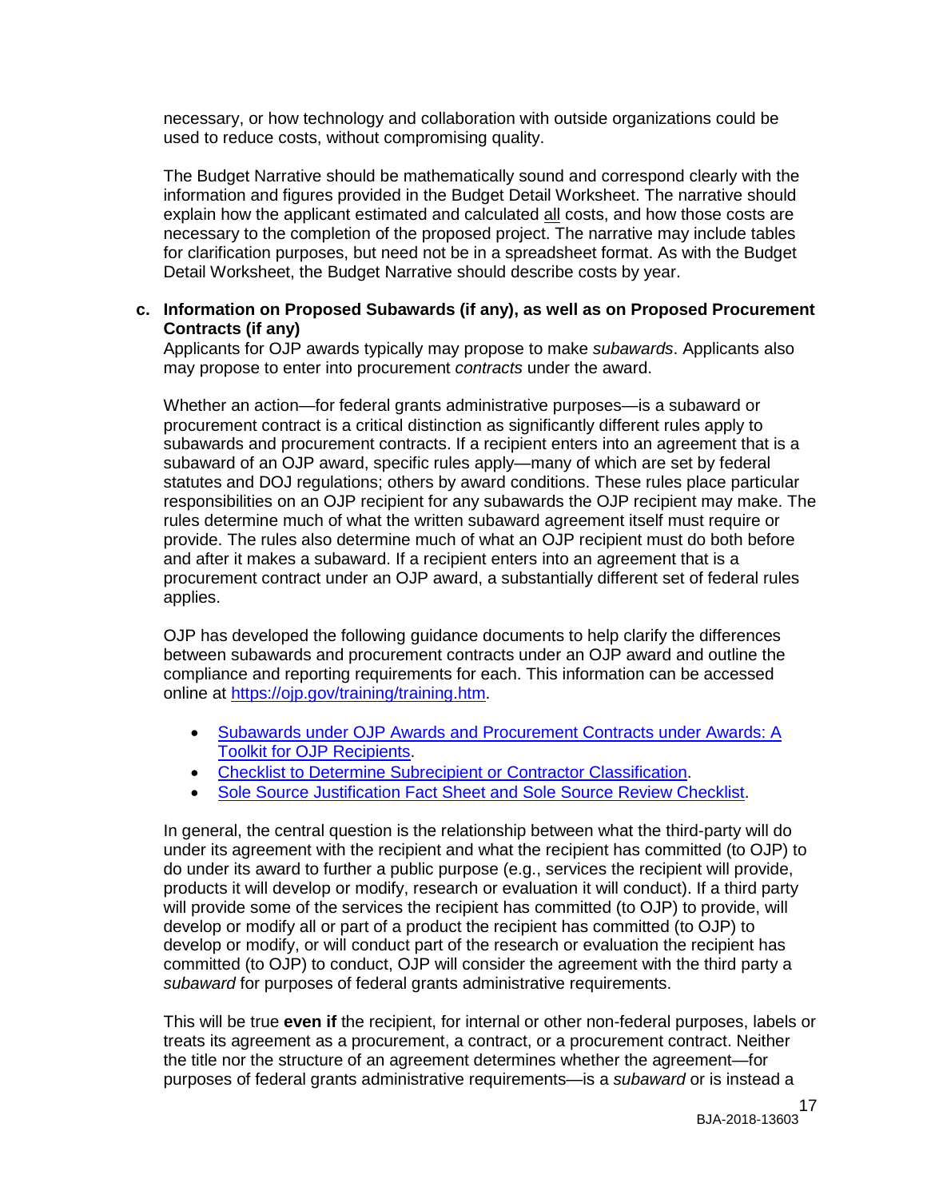necessary, or how technology and collaboration with outside organizations could be used to reduce costs, without compromising quality.

The Budget Narrative should be mathematically sound and correspond clearly with the information and figures provided in the Budget Detail Worksheet. The narrative should explain how the applicant estimated and calculated all costs, and how those costs are necessary to the completion of the proposed project. The narrative may include tables for clarification purposes, but need not be in a spreadsheet format. As with the Budget Detail Worksheet, the Budget Narrative should describe costs by year.

**c. Information on Proposed Subawards (if any), as well as on Proposed Procurement Contracts (if any)**

Applicants for OJP awards typically may propose to make *subawards*. Applicants also may propose to enter into procurement *contracts* under the award.

Whether an action—for federal grants administrative purposes—is a subaward or procurement contract is a critical distinction as significantly different rules apply to subawards and procurement contracts. If a recipient enters into an agreement that is a subaward of an OJP award, specific rules apply—many of which are set by federal statutes and DOJ regulations; others by award conditions. These rules place particular responsibilities on an OJP recipient for any subawards the OJP recipient may make. The rules determine much of what the written subaward agreement itself must require or provide. The rules also determine much of what an OJP recipient must do both before and after it makes a subaward. If a recipient enters into an agreement that is a procurement contract under an OJP award, a substantially different set of federal rules applies.

OJP has developed the following guidance documents to help clarify the differences between subawards and procurement contracts under an OJP award and outline the compliance and reporting requirements for each. This information can be accessed online at [https://ojp.gov/training/training.htm](https://ojp.gov/training/training.htm).

- Subawards under OJP Awards and Procurement Contracts under Awards: A Toolkit for OJP Recipients.
- Checklist to Determine Subrecipient or Contractor Classification.
- Sole Source Justification Fact Sheet and Sole Source Review Checklist.

In general, the central question is the relationship between what the third-party will do under its agreement with the recipient and what the recipient has committed (to OJP) to do under its award to further a public purpose (e.g., services the recipient will provide, products it will develop or modify, research or evaluation it will conduct). If a third party will provide some of the services the recipient has committed (to OJP) to provide, will develop or modify all or part of a product the recipient has committed (to OJP) to develop or modify, or will conduct part of the research or evaluation the recipient has committed (to OJP) to conduct, OJP will consider the agreement with the third party a *subaward* for purposes of federal grants administrative requirements.

This will be true **even if** the recipient, for internal or other non-federal purposes, labels or treats its agreement as a procurement, a contract, or a procurement contract. Neither the title nor the structure of an agreement determines whether the agreement—for purposes of federal grants administrative requirements—is a *subaward* or is instead a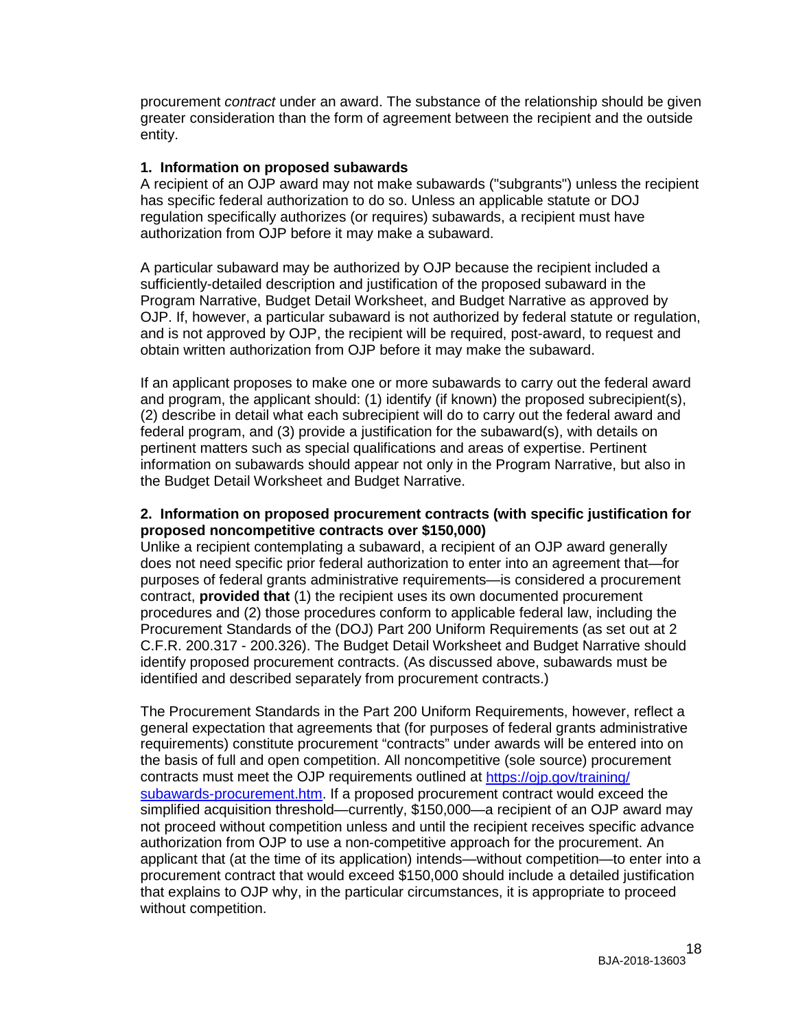procurement *contract* under an award. The substance of the relationship should be given greater consideration than the form of agreement between the recipient and the outside entity.

**1. Information on proposed subawards**

A recipient of an OJP award may not make subawards ("subgrants") unless the recipient has specific federal authorization to do so. Unless an applicable statute or DOJ regulation specifically authorizes (or requires) subawards, a recipient must have authorization from OJP before it may make a subaward.

A particular subaward may be authorized by OJP because the recipient included a sufficiently-detailed description and justification of the proposed subaward in the Program Narrative, Budget Detail Worksheet, and Budget Narrative as approved by OJP. If, however, a particular subaward is not authorized by federal statute or regulation, and is not approved by OJP, the recipient will be required, post-award, to request and obtain written authorization from OJP before it may make the subaward.

If an applicant proposes to make one or more subawards to carry out the federal award and program, the applicant should: (1) identify (if known) the proposed subrecipient(s), (2) describe in detail what each subrecipient will do to carry out the federal award and federal program, and (3) provide a justification for the subaward(s), with details on pertinent matters such as special qualifications and areas of expertise. Pertinent information on subawards should appear not only in the Program Narrative, but also in the Budget Detail Worksheet and Budget Narrative.

**2. Information on proposed procurement contracts (with specific justification for proposed noncompetitive contracts over $150,000)**

Unlike a recipient contemplating a subaward, a recipient of an OJP award generally does not need specific prior federal authorization to enter into an agreement that—for purposes of federal grants administrative requirements—is considered a procurement contract, **provided that** (1) the recipient uses its own documented procurement procedures and (2) those procedures conform to applicable federal law, including the Procurement Standards of the (DOJ) Part 200 Uniform Requirements (as set out at 2 C.F.R. 200.317 - 200.326). The Budget Detail Worksheet and Budget Narrative should identify proposed procurement contracts. (As discussed above, subawards must be identified and described separately from procurement contracts.)

The Procurement Standards in the Part 200 Uniform Requirements, however, reflect a general expectation that agreements that (for purposes of federal grants administrative requirements) constitute procurement "contracts" under awards will be entered into on the basis of full and open competition. All noncompetitive (sole source) procurement contracts must meet the OJP requirements outlined at [https://ojp.gov/training/subawards-procurement.htm](https://ojp.gov/training/subawards-procurement.htm). If a proposed procurement contract would exceed the simplified acquisition threshold—currently, $150,000—a recipient of an OJP award may not proceed without competition unless and until the recipient receives specific advance authorization from OJP to use a non-competitive approach for the procurement. An applicant that (at the time of its application) intends—without competition—to enter into a procurement contract that would exceed $150,000 should include a detailed justification that explains to OJP why, in the particular circumstances, it is appropriate to proceed without competition.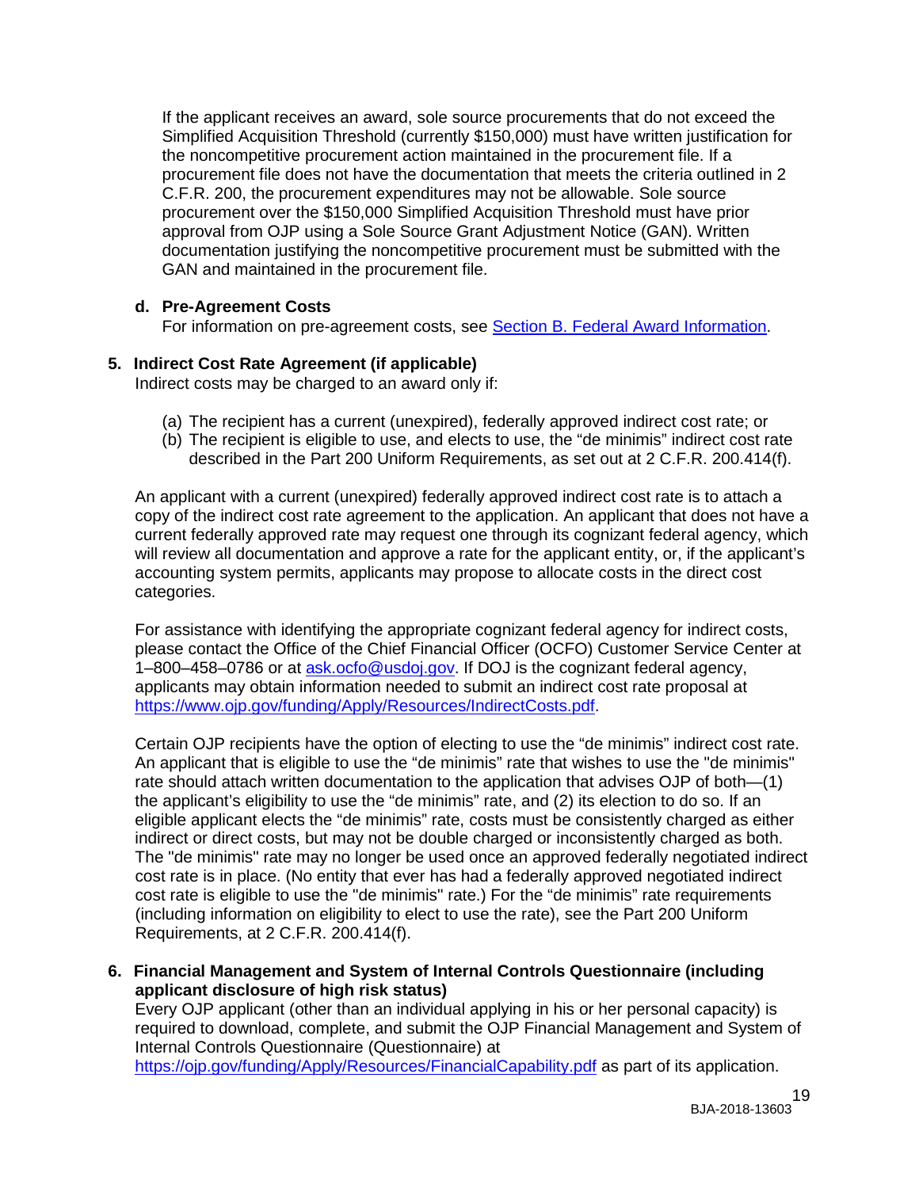If the applicant receives an award, sole source procurements that do not exceed the Simplified Acquisition Threshold (currently $150,000) must have written justification for the noncompetitive procurement action maintained in the procurement file. If a procurement file does not have the documentation that meets the criteria outlined in 2 C.F.R. 200, the procurement expenditures may not be allowable. Sole source procurement over the $150,000 Simplified Acquisition Threshold must have prior approval from OJP using a Sole Source Grant Adjustment Notice (GAN). Written documentation justifying the noncompetitive procurement must be submitted with the GAN and maintained in the procurement file.

**d. Pre-Agreement Costs**

For information on pre-agreement costs, see [Section B. Federal Award Information](#).

**5. Indirect Cost Rate Agreement (if applicable)**

Indirect costs may be charged to an award only if:

(a) The recipient has a current (unexpired), federally approved indirect cost rate; or
(b) The recipient is eligible to use, and elects to use, the "de minimis" indirect cost rate described in the Part 200 Uniform Requirements, as set out at 2 C.F.R. 200.414(f).

An applicant with a current (unexpired) federally approved indirect cost rate is to attach a copy of the indirect cost rate agreement to the application. An applicant that does not have a current federally approved rate may request one through its cognizant federal agency, which will review all documentation and approve a rate for the applicant entity, or, if the applicant's accounting system permits, applicants may propose to allocate costs in the direct cost categories.

For assistance with identifying the appropriate cognizant federal agency for indirect costs, please contact the Office of the Chief Financial Officer (OCFO) Customer Service Center at 1–800–458–0786 or at [ask.ocfo@usdoj.gov](mailto:ask.ocfo@usdoj.gov). If DOJ is the cognizant federal agency, applicants may obtain information needed to submit an indirect cost rate proposal at [https://www.ojp.gov/funding/Apply/Resources/IndirectCosts.pdf](https://www.ojp.gov/funding/Apply/Resources/IndirectCosts.pdf).

Certain OJP recipients have the option of electing to use the "de minimis" indirect cost rate. An applicant that is eligible to use the "de minimis" rate that wishes to use the "de minimis" rate should attach written documentation to the application that advises OJP of both—(1) the applicant's eligibility to use the "de minimis" rate, and (2) its election to do so. If an eligible applicant elects the "de minimis" rate, costs must be consistently charged as either indirect or direct costs, but may not be double charged or inconsistently charged as both. The "de minimis" rate may no longer be used once an approved federally negotiated indirect cost rate is in place. (No entity that ever has had a federally approved negotiated indirect cost rate is eligible to use the "de minimis" rate.) For the "de minimis" rate requirements (including information on eligibility to elect to use the rate), see the Part 200 Uniform Requirements, at 2 C.F.R. 200.414(f).

**6. Financial Management and System of Internal Controls Questionnaire (including applicant disclosure of high risk status)**

Every OJP applicant (other than an individual applying in his or her personal capacity) is required to download, complete, and submit the OJP Financial Management and System of Internal Controls Questionnaire (Questionnaire) at [https://ojp.gov/funding/Apply/Resources/FinancialCapability.pdf](https://ojp.gov/funding/Apply/Resources/FinancialCapability.pdf) as part of its application.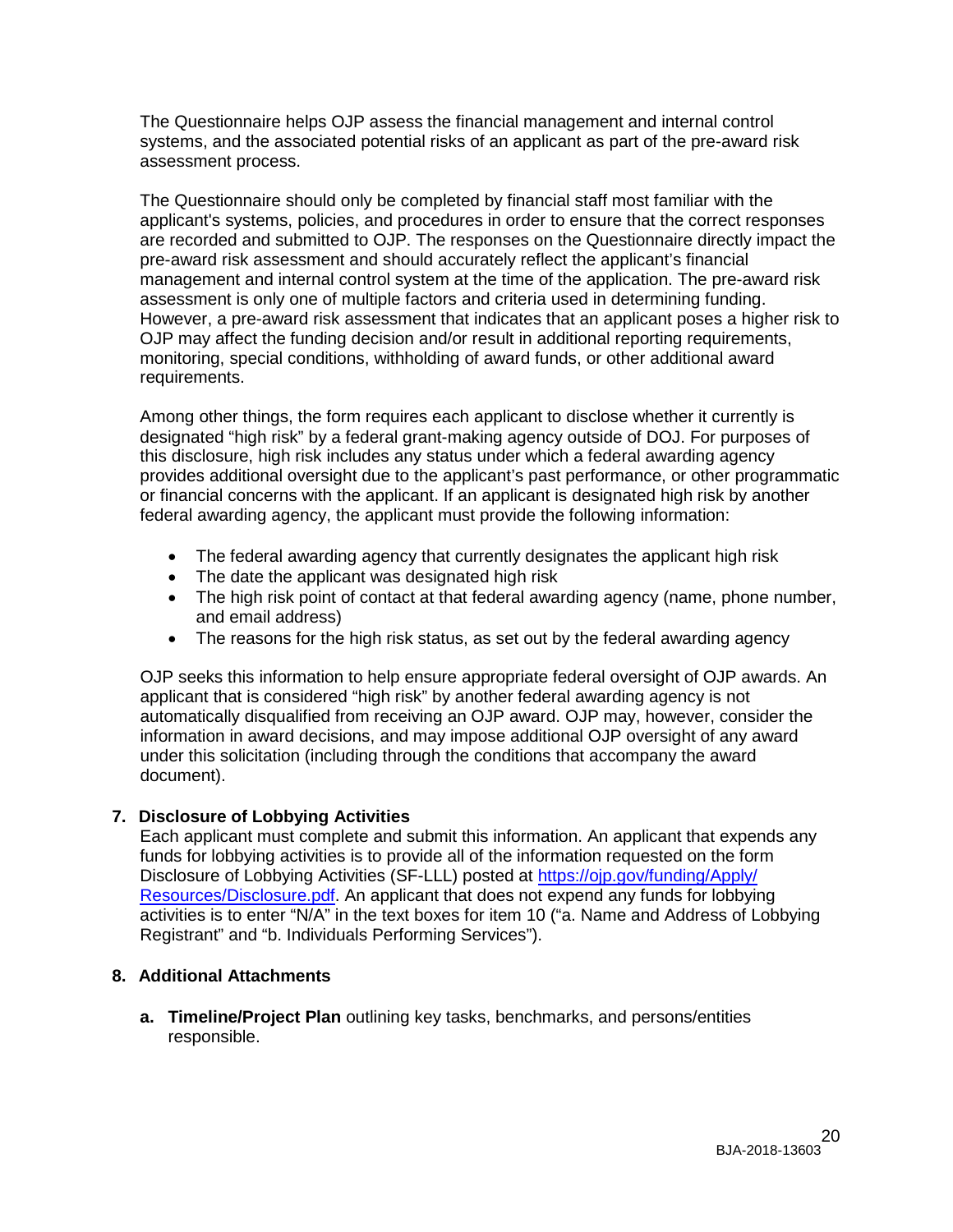The Questionnaire helps OJP assess the financial management and internal control systems, and the associated potential risks of an applicant as part of the pre-award risk assessment process.

The Questionnaire should only be completed by financial staff most familiar with the applicant's systems, policies, and procedures in order to ensure that the correct responses are recorded and submitted to OJP. The responses on the Questionnaire directly impact the pre-award risk assessment and should accurately reflect the applicant's financial management and internal control system at the time of the application. The pre-award risk assessment is only one of multiple factors and criteria used in determining funding. However, a pre-award risk assessment that indicates that an applicant poses a higher risk to OJP may affect the funding decision and/or result in additional reporting requirements, monitoring, special conditions, withholding of award funds, or other additional award requirements.

Among other things, the form requires each applicant to disclose whether it currently is designated "high risk" by a federal grant-making agency outside of DOJ. For purposes of this disclosure, high risk includes any status under which a federal awarding agency provides additional oversight due to the applicant's past performance, or other programmatic or financial concerns with the applicant. If an applicant is designated high risk by another federal awarding agency, the applicant must provide the following information:

- The federal awarding agency that currently designates the applicant high risk
- The date the applicant was designated high risk
- The high risk point of contact at that federal awarding agency (name, phone number, and email address)
- The reasons for the high risk status, as set out by the federal awarding agency

OJP seeks this information to help ensure appropriate federal oversight of OJP awards. An applicant that is considered "high risk" by another federal awarding agency is not automatically disqualified from receiving an OJP award. OJP may, however, consider the information in award decisions, and may impose additional OJP oversight of any award under this solicitation (including through the conditions that accompany the award document).

**7. Disclosure of Lobbying Activities**

Each applicant must complete and submit this information. An applicant that expends any funds for lobbying activities is to provide all of the information requested on the form Disclosure of Lobbying Activities (SF-LLL) posted at [https://ojp.gov/funding/Apply/Resources/Disclosure.pdf](https://ojp.gov/funding/Apply/Resources/Disclosure.pdf). An applicant that does not expend any funds for lobbying activities is to enter "N/A" in the text boxes for item 10 ("a. Name and Address of Lobbying Registrant" and "b. Individuals Performing Services").

**8. Additional Attachments**

**a. Timeline/Project Plan** outlining key tasks, benchmarks, and persons/entities responsible.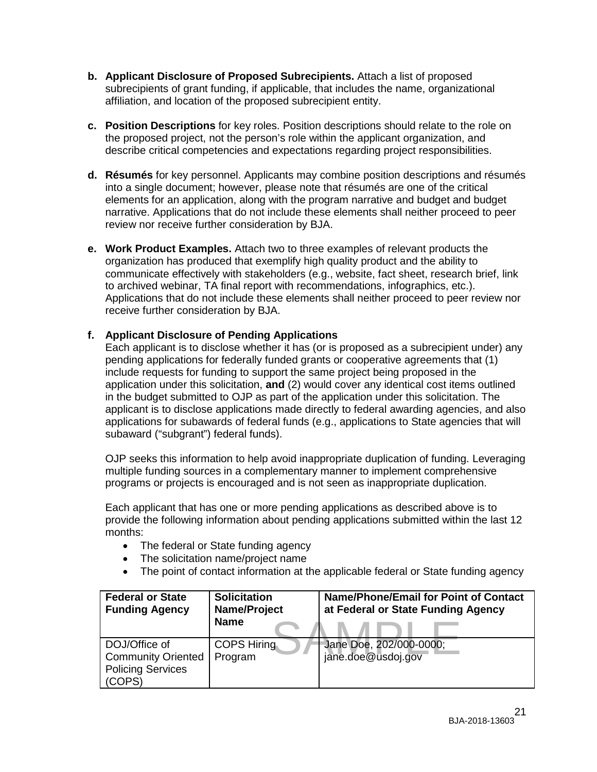**b. Applicant Disclosure of Proposed Subrecipients.** Attach a list of proposed subrecipients of grant funding, if applicable, that includes the name, organizational affiliation, and location of the proposed subrecipient entity.

**c. Position Descriptions** for key roles. Position descriptions should relate to the role on the proposed project, not the person's role within the applicant organization, and describe critical competencies and expectations regarding project responsibilities.

**d. Résumés** for key personnel. Applicants may combine position descriptions and résumés into a single document; however, please note that résumés are one of the critical elements for an application, along with the program narrative and budget and budget narrative. Applications that do not include these elements shall neither proceed to peer review nor receive further consideration by BJA.

**e. Work Product Examples.** Attach two to three examples of relevant products the organization has produced that exemplify high quality product and the ability to communicate effectively with stakeholders (e.g., website, fact sheet, research brief, link to archived webinar, TA final report with recommendations, infographics, etc.). Applications that do not include these elements shall neither proceed to peer review nor receive further consideration by BJA.

**f. Applicant Disclosure of Pending Applications**

Each applicant is to disclose whether it has (or is proposed as a subrecipient under) any pending applications for federally funded grants or cooperative agreements that (1) include requests for funding to support the same project being proposed in the application under this solicitation, **and** (2) would cover any identical cost items outlined in the budget submitted to OJP as part of the application under this solicitation. The applicant is to disclose applications made directly to federal awarding agencies, and also applications for subawards of federal funds (e.g., applications to State agencies that will subaward ("subgrant") federal funds).

OJP seeks this information to help avoid inappropriate duplication of funding. Leveraging multiple funding sources in a complementary manner to implement comprehensive programs or projects is encouraged and is not seen as inappropriate duplication.

Each applicant that has one or more pending applications as described above is to provide the following information about pending applications submitted within the last 12 months:

- The federal or State funding agency
- The solicitation name/project name
- The point of contact information at the applicable federal or State funding agency

| **Federal or State Funding Agency** | **Solicitation Name/Project Name** | **Name/Phone/Email for Point of Contact at Federal or State Funding Agency** |
|---|---|---|
| DOJ/Office of Community Oriented Policing Services (COPS) | COPS Hiring Program | Jane Doe, 202/000-0000; jane.doe@usdoj.gov |

SAMPLE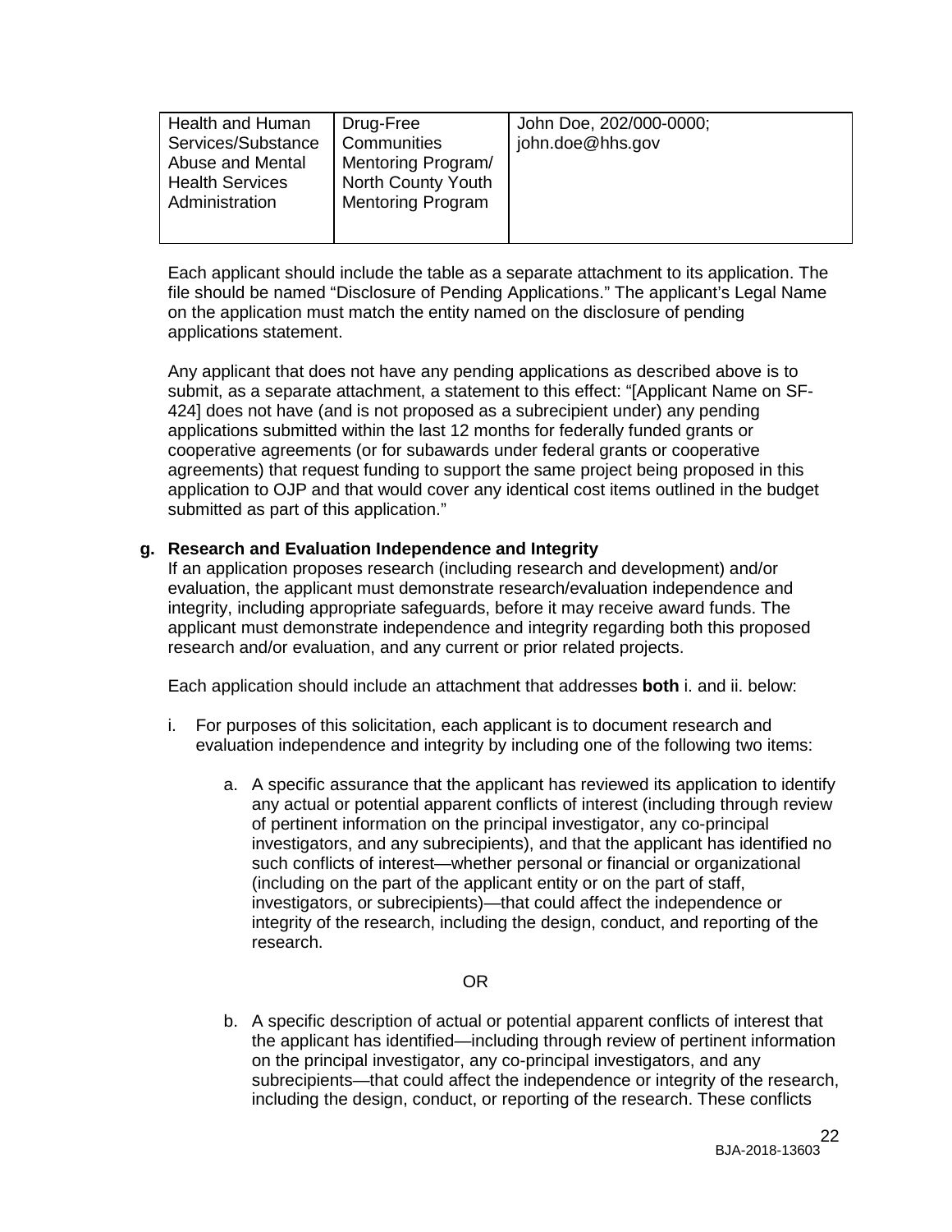| Health and Human Services/Substance Abuse and Mental Health Services Administration | Drug-Free Communities Mentoring Program/ North County Youth Mentoring Program | John Doe, 202/000-0000; john.doe@hhs.gov |
|---|---|---|

Each applicant should include the table as a separate attachment to its application. The file should be named "Disclosure of Pending Applications." The applicant's Legal Name on the application must match the entity named on the disclosure of pending applications statement.

Any applicant that does not have any pending applications as described above is to submit, as a separate attachment, a statement to this effect: "[Applicant Name on SF-424] does not have (and is not proposed as a subrecipient under) any pending applications submitted within the last 12 months for federally funded grants or cooperative agreements (or for subawards under federal grants or cooperative agreements) that request funding to support the same project being proposed in this application to OJP and that would cover any identical cost items outlined in the budget submitted as part of this application."

**g. Research and Evaluation Independence and Integrity**

If an application proposes research (including research and development) and/or evaluation, the applicant must demonstrate research/evaluation independence and integrity, including appropriate safeguards, before it may receive award funds. The applicant must demonstrate independence and integrity regarding both this proposed research and/or evaluation, and any current or prior related projects.

Each application should include an attachment that addresses **both** i. and ii. below:

i. For purposes of this solicitation, each applicant is to document research and evaluation independence and integrity by including one of the following two items:

   a. A specific assurance that the applicant has reviewed its application to identify any actual or potential apparent conflicts of interest (including through review of pertinent information on the principal investigator, any co-principal investigators, and any subrecipients), and that the applicant has identified no such conflicts of interest—whether personal or financial or organizational (including on the part of the applicant entity or on the part of staff, investigators, or subrecipients)—that could affect the independence or integrity of the research, including the design, conduct, and reporting of the research.

   OR

   b. A specific description of actual or potential apparent conflicts of interest that the applicant has identified—including through review of pertinent information on the principal investigator, any co-principal investigators, and any subrecipients—that could affect the independence or integrity of the research, including the design, conduct, or reporting of the research. These conflicts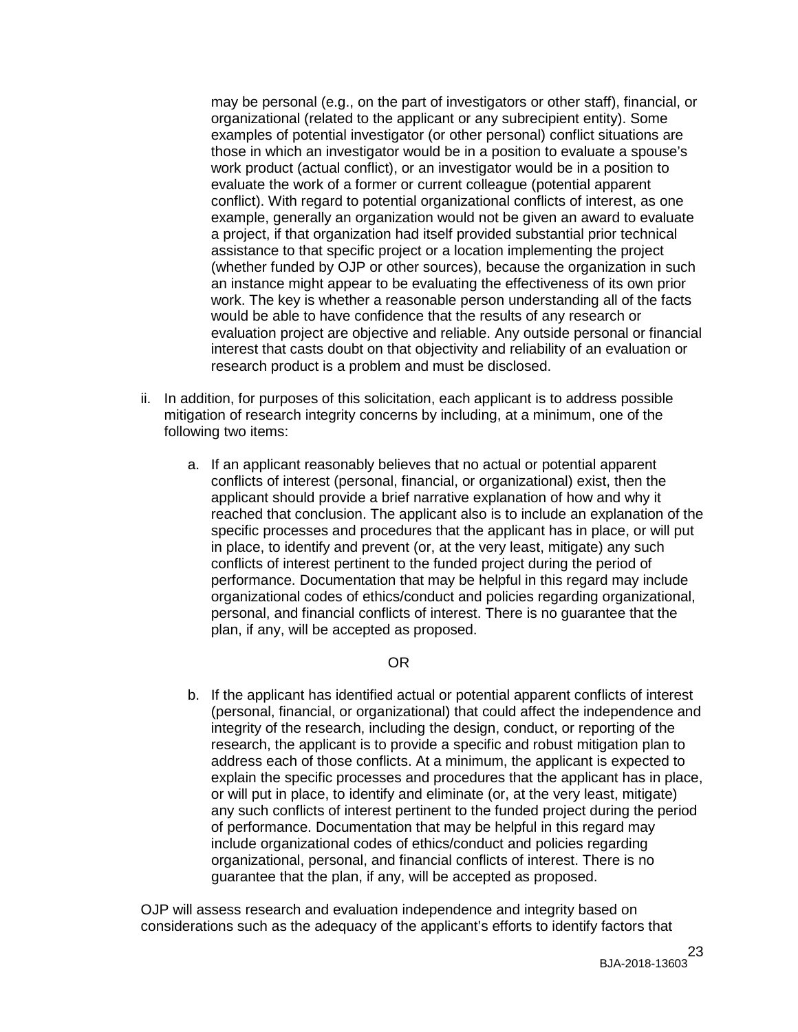may be personal (e.g., on the part of investigators or other staff), financial, or organizational (related to the applicant or any subrecipient entity). Some examples of potential investigator (or other personal) conflict situations are those in which an investigator would be in a position to evaluate a spouse's work product (actual conflict), or an investigator would be in a position to evaluate the work of a former or current colleague (potential apparent conflict). With regard to potential organizational conflicts of interest, as one example, generally an organization would not be given an award to evaluate a project, if that organization had itself provided substantial prior technical assistance to that specific project or a location implementing the project (whether funded by OJP or other sources), because the organization in such an instance might appear to be evaluating the effectiveness of its own prior work. The key is whether a reasonable person understanding all of the facts would be able to have confidence that the results of any research or evaluation project are objective and reliable. Any outside personal or financial interest that casts doubt on that objectivity and reliability of an evaluation or research product is a problem and must be disclosed.

ii. In addition, for purposes of this solicitation, each applicant is to address possible mitigation of research integrity concerns by including, at a minimum, one of the following two items:

   a. If an applicant reasonably believes that no actual or potential apparent conflicts of interest (personal, financial, or organizational) exist, then the applicant should provide a brief narrative explanation of how and why it reached that conclusion. The applicant also is to include an explanation of the specific processes and procedures that the applicant has in place, or will put in place, to identify and prevent (or, at the very least, mitigate) any such conflicts of interest pertinent to the funded project during the period of performance. Documentation that may be helpful in this regard may include organizational codes of ethics/conduct and policies regarding organizational, personal, and financial conflicts of interest. There is no guarantee that the plan, if any, will be accepted as proposed.

   OR

   b. If the applicant has identified actual or potential apparent conflicts of interest (personal, financial, or organizational) that could affect the independence and integrity of the research, including the design, conduct, or reporting of the research, the applicant is to provide a specific and robust mitigation plan to address each of those conflicts. At a minimum, the applicant is expected to explain the specific processes and procedures that the applicant has in place, or will put in place, to identify and eliminate (or, at the very least, mitigate) any such conflicts of interest pertinent to the funded project during the period of performance. Documentation that may be helpful in this regard may include organizational codes of ethics/conduct and policies regarding organizational, personal, and financial conflicts of interest. There is no guarantee that the plan, if any, will be accepted as proposed.

OJP will assess research and evaluation independence and integrity based on considerations such as the adequacy of the applicant's efforts to identify factors that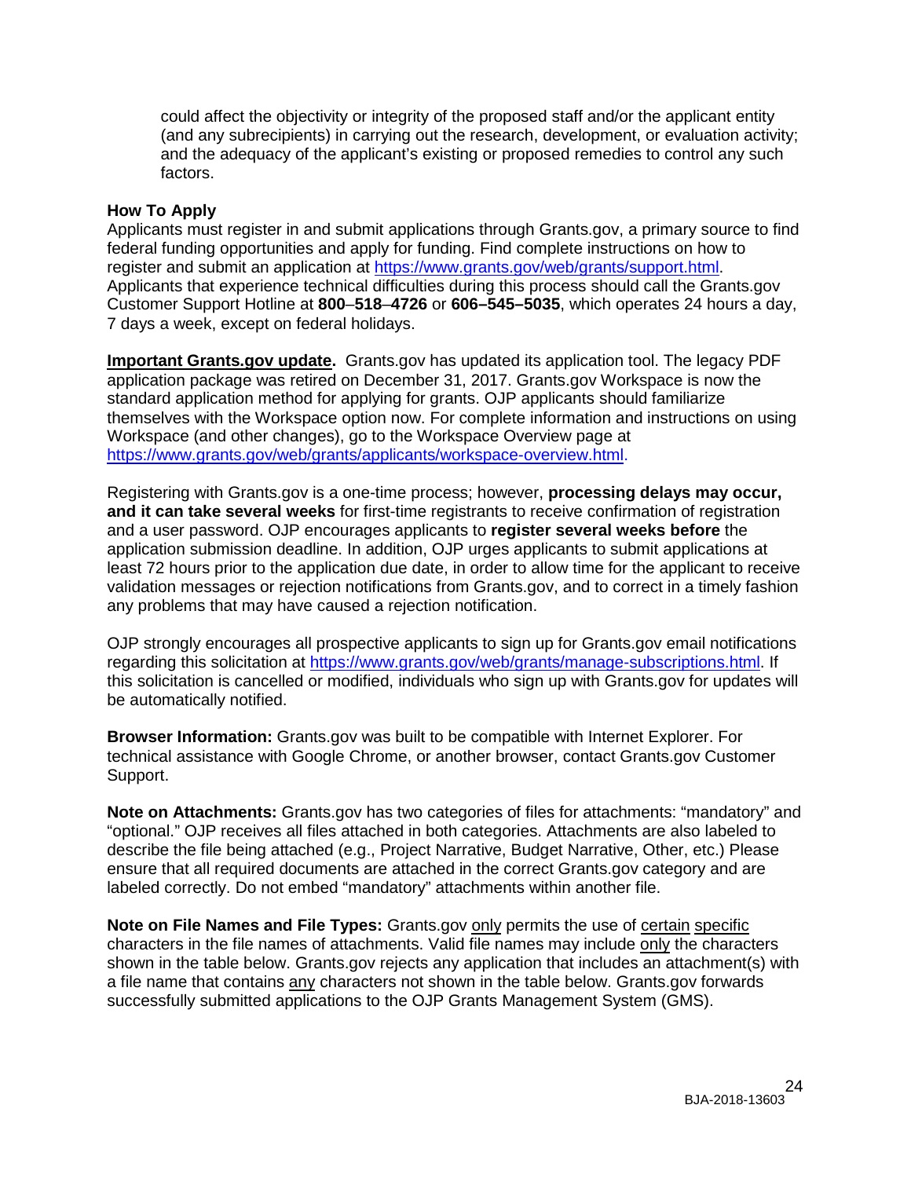could affect the objectivity or integrity of the proposed staff and/or the applicant entity (and any subrecipients) in carrying out the research, development, or evaluation activity; and the adequacy of the applicant's existing or proposed remedies to control any such factors.

**How To Apply**

Applicants must register in and submit applications through Grants.gov, a primary source to find federal funding opportunities and apply for funding. Find complete instructions on how to register and submit an application at https://www.grants.gov/web/grants/support.html. Applicants that experience technical difficulties during this process should call the Grants.gov Customer Support Hotline at **800–518–4726** or **606–545–5035**, which operates 24 hours a day, 7 days a week, except on federal holidays.

**Important Grants.gov update.** Grants.gov has updated its application tool. The legacy PDF application package was retired on December 31, 2017. Grants.gov Workspace is now the standard application method for applying for grants. OJP applicants should familiarize themselves with the Workspace option now. For complete information and instructions on using Workspace (and other changes), go to the Workspace Overview page at https://www.grants.gov/web/grants/applicants/workspace-overview.html.

Registering with Grants.gov is a one-time process; however, **processing delays may occur, and it can take several weeks** for first-time registrants to receive confirmation of registration and a user password. OJP encourages applicants to **register several weeks before** the application submission deadline. In addition, OJP urges applicants to submit applications at least 72 hours prior to the application due date, in order to allow time for the applicant to receive validation messages or rejection notifications from Grants.gov, and to correct in a timely fashion any problems that may have caused a rejection notification.

OJP strongly encourages all prospective applicants to sign up for Grants.gov email notifications regarding this solicitation at https://www.grants.gov/web/grants/manage-subscriptions.html. If this solicitation is cancelled or modified, individuals who sign up with Grants.gov for updates will be automatically notified.

**Browser Information:** Grants.gov was built to be compatible with Internet Explorer. For technical assistance with Google Chrome, or another browser, contact Grants.gov Customer Support.

**Note on Attachments:** Grants.gov has two categories of files for attachments: "mandatory" and "optional." OJP receives all files attached in both categories. Attachments are also labeled to describe the file being attached (e.g., Project Narrative, Budget Narrative, Other, etc.) Please ensure that all required documents are attached in the correct Grants.gov category and are labeled correctly. Do not embed "mandatory" attachments within another file.

**Note on File Names and File Types:** Grants.gov only permits the use of certain specific characters in the file names of attachments. Valid file names may include only the characters shown in the table below. Grants.gov rejects any application that includes an attachment(s) with a file name that contains any characters not shown in the table below. Grants.gov forwards successfully submitted applications to the OJP Grants Management System (GMS).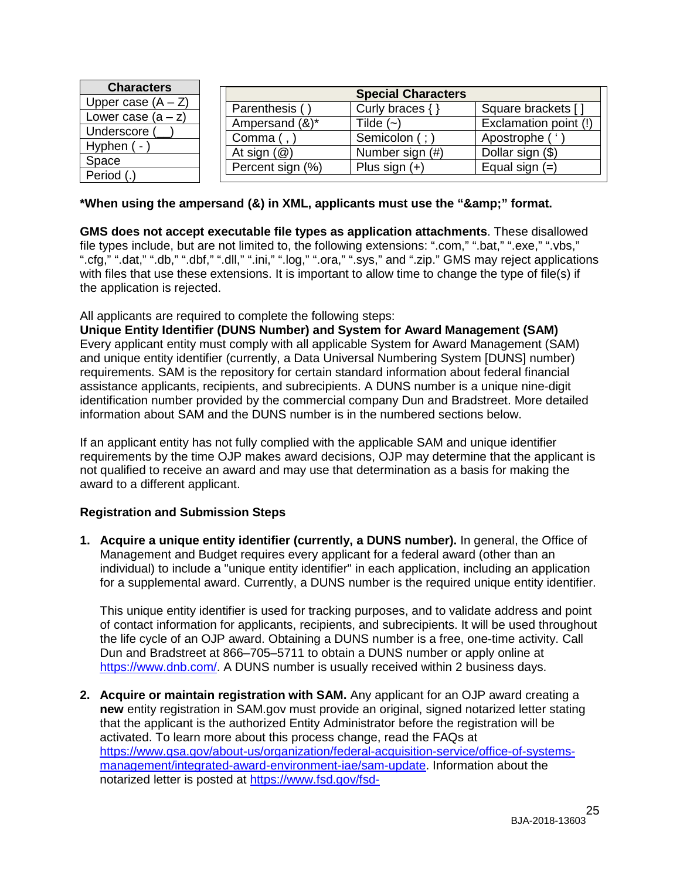| Characters |
| --- |
| Upper case (A – Z) |
| Lower case (a – z) |
| Underscore (__) |
| Hyphen ( - ) |
| Space |
| Period (.) |

| Special Characters | | |
| --- | --- | --- |
| Parenthesis ( ) | Curly braces { } | Square brackets [ ] |
| Ampersand (&)* | Tilde (~) | Exclamation point (!) |
| Comma ( , ) | Semicolon ( ; ) | Apostrophe ( ' ) |
| At sign (@) | Number sign (#) | Dollar sign ($) |
| Percent sign (%) | Plus sign (+) | Equal sign (=) |

**\*When using the ampersand (&) in XML, applicants must use the "&amp;" format.**

**GMS does not accept executable file types as application attachments**. These disallowed file types include, but are not limited to, the following extensions: ".com," ".bat," ".exe," ".vbs," ".cfg," ".dat," ".db," ".dbf," ".dll," ".ini," ".log," ".ora," ".sys," and ".zip." GMS may reject applications with files that use these extensions. It is important to allow time to change the type of file(s) if the application is rejected.

All applicants are required to complete the following steps:

**Unique Entity Identifier (DUNS Number) and System for Award Management (SAM)**

Every applicant entity must comply with all applicable System for Award Management (SAM) and unique entity identifier (currently, a Data Universal Numbering System [DUNS] number) requirements. SAM is the repository for certain standard information about federal financial assistance applicants, recipients, and subrecipients. A DUNS number is a unique nine-digit identification number provided by the commercial company Dun and Bradstreet. More detailed information about SAM and the DUNS number is in the numbered sections below.

If an applicant entity has not fully complied with the applicable SAM and unique identifier requirements by the time OJP makes award decisions, OJP may determine that the applicant is not qualified to receive an award and may use that determination as a basis for making the award to a different applicant.

**Registration and Submission Steps**

1. **Acquire a unique entity identifier (currently, a DUNS number).** In general, the Office of Management and Budget requires every applicant for a federal award (other than an individual) to include a "unique entity identifier" in each application, including an application for a supplemental award. Currently, a DUNS number is the required unique entity identifier.

   This unique entity identifier is used for tracking purposes, and to validate address and point of contact information for applicants, recipients, and subrecipients. It will be used throughout the life cycle of an OJP award. Obtaining a DUNS number is a free, one-time activity. Call Dun and Bradstreet at 866–705–5711 to obtain a DUNS number or apply online at [https://www.dnb.com/](https://www.dnb.com/). A DUNS number is usually received within 2 business days.

2. **Acquire or maintain registration with SAM.** Any applicant for an OJP award creating a **new** entity registration in SAM.gov must provide an original, signed notarized letter stating that the applicant is the authorized Entity Administrator before the registration will be activated. To learn more about this process change, read the FAQs at [https://www.gsa.gov/about-us/organization/federal-acquisition-service/office-of-systems-management/integrated-award-environment-iae/sam-update](https://www.gsa.gov/about-us/organization/federal-acquisition-service/office-of-systems-management/integrated-award-environment-iae/sam-update). Information about the notarized letter is posted at https://www.fsd.gov/fsd-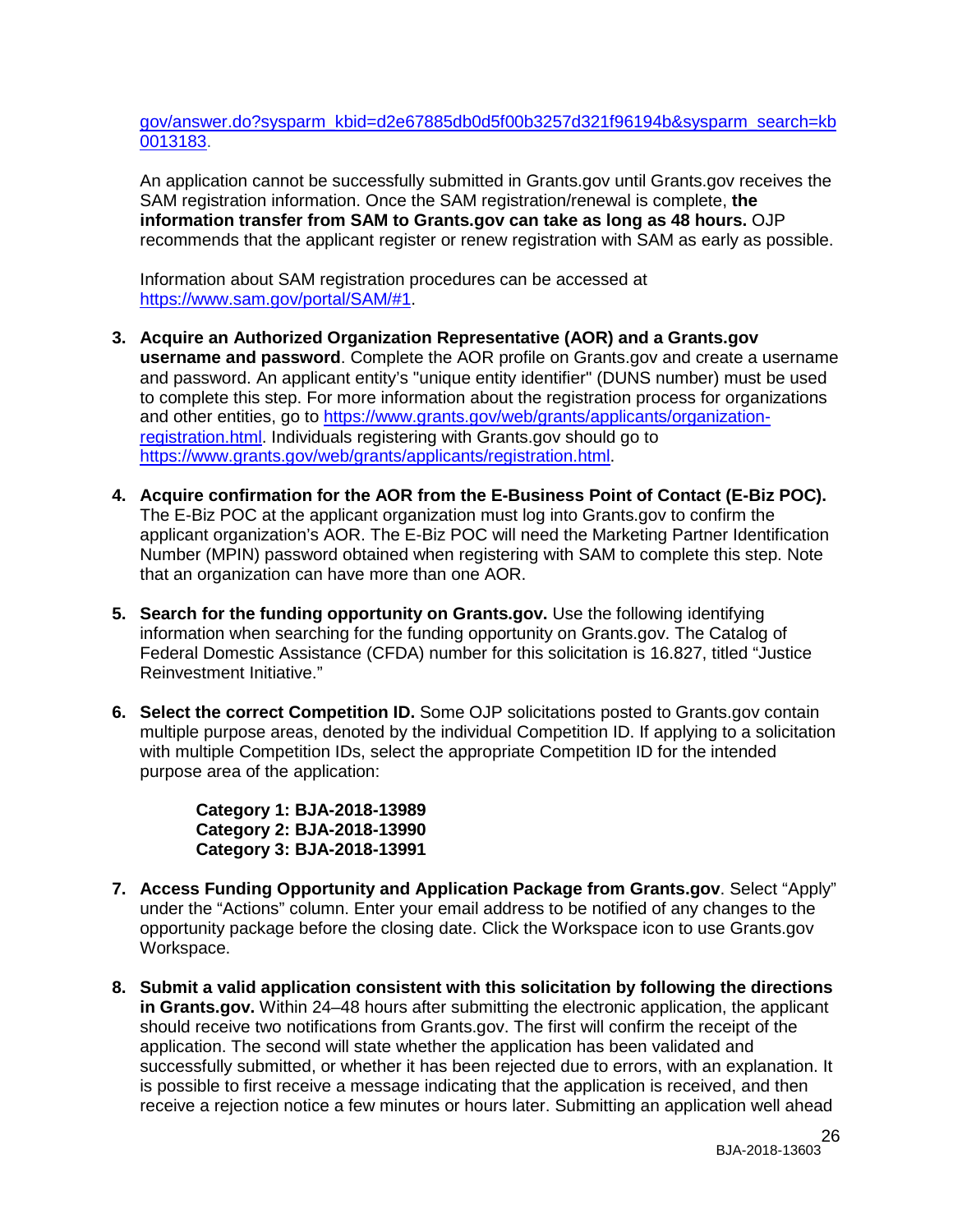gov/answer.do?sysparm_kbid=d2e67885db0d5f00b3257d321f96194b&sysparm_search=kb0013183.

An application cannot be successfully submitted in Grants.gov until Grants.gov receives the SAM registration information. Once the SAM registration/renewal is complete, **the information transfer from SAM to Grants.gov can take as long as 48 hours.** OJP recommends that the applicant register or renew registration with SAM as early as possible.

Information about SAM registration procedures can be accessed at https://www.sam.gov/portal/SAM/#1.

3. **Acquire an Authorized Organization Representative (AOR) and a Grants.gov username and password**. Complete the AOR profile on Grants.gov and create a username and password. An applicant entity's "unique entity identifier" (DUNS number) must be used to complete this step. For more information about the registration process for organizations and other entities, go to https://www.grants.gov/web/grants/applicants/organization-registration.html. Individuals registering with Grants.gov should go to https://www.grants.gov/web/grants/applicants/registration.html.

4. **Acquire confirmation for the AOR from the E-Business Point of Contact (E-Biz POC).** The E-Biz POC at the applicant organization must log into Grants.gov to confirm the applicant organization's AOR. The E-Biz POC will need the Marketing Partner Identification Number (MPIN) password obtained when registering with SAM to complete this step. Note that an organization can have more than one AOR.

5. **Search for the funding opportunity on Grants.gov.** Use the following identifying information when searching for the funding opportunity on Grants.gov. The Catalog of Federal Domestic Assistance (CFDA) number for this solicitation is 16.827, titled "Justice Reinvestment Initiative."

6. **Select the correct Competition ID.** Some OJP solicitations posted to Grants.gov contain multiple purpose areas, denoted by the individual Competition ID. If applying to a solicitation with multiple Competition IDs, select the appropriate Competition ID for the intended purpose area of the application:

   **Category 1: BJA-2018-13989**
   **Category 2: BJA-2018-13990**
   **Category 3: BJA-2018-13991**

7. **Access Funding Opportunity and Application Package from Grants.gov**. Select "Apply" under the "Actions" column. Enter your email address to be notified of any changes to the opportunity package before the closing date. Click the Workspace icon to use Grants.gov Workspace.

8. **Submit a valid application consistent with this solicitation by following the directions in Grants.gov.** Within 24–48 hours after submitting the electronic application, the applicant should receive two notifications from Grants.gov. The first will confirm the receipt of the application. The second will state whether the application has been validated and successfully submitted, or whether it has been rejected due to errors, with an explanation. It is possible to first receive a message indicating that the application is received, and then receive a rejection notice a few minutes or hours later. Submitting an application well ahead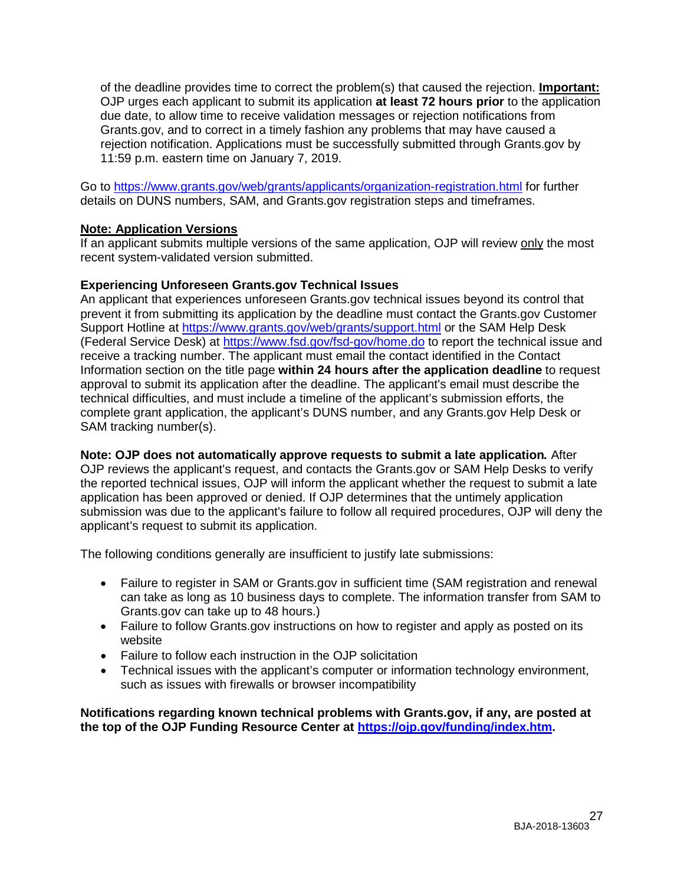of the deadline provides time to correct the problem(s) that caused the rejection. **Important:** OJP urges each applicant to submit its application **at least 72 hours prior** to the application due date, to allow time to receive validation messages or rejection notifications from Grants.gov, and to correct in a timely fashion any problems that may have caused a rejection notification. Applications must be successfully submitted through Grants.gov by 11:59 p.m. eastern time on January 7, 2019.

Go to https://www.grants.gov/web/grants/applicants/organization-registration.html for further details on DUNS numbers, SAM, and Grants.gov registration steps and timeframes.

**Note: Application Versions**
If an applicant submits multiple versions of the same application, OJP will review only the most recent system-validated version submitted.

**Experiencing Unforeseen Grants.gov Technical Issues**
An applicant that experiences unforeseen Grants.gov technical issues beyond its control that prevent it from submitting its application by the deadline must contact the Grants.gov Customer Support Hotline at https://www.grants.gov/web/grants/support.html or the SAM Help Desk (Federal Service Desk) at https://www.fsd.gov/fsd-gov/home.do to report the technical issue and receive a tracking number. The applicant must email the contact identified in the Contact Information section on the title page **within 24 hours after the application deadline** to request approval to submit its application after the deadline. The applicant's email must describe the technical difficulties, and must include a timeline of the applicant's submission efforts, the complete grant application, the applicant's DUNS number, and any Grants.gov Help Desk or SAM tracking number(s).

**Note: OJP does not automatically approve requests to submit a late application.** After OJP reviews the applicant's request, and contacts the Grants.gov or SAM Help Desks to verify the reported technical issues, OJP will inform the applicant whether the request to submit a late application has been approved or denied. If OJP determines that the untimely application submission was due to the applicant's failure to follow all required procedures, OJP will deny the applicant's request to submit its application.

The following conditions generally are insufficient to justify late submissions:

- Failure to register in SAM or Grants.gov in sufficient time (SAM registration and renewal can take as long as 10 business days to complete. The information transfer from SAM to Grants.gov can take up to 48 hours.)
- Failure to follow Grants.gov instructions on how to register and apply as posted on its website
- Failure to follow each instruction in the OJP solicitation
- Technical issues with the applicant's computer or information technology environment, such as issues with firewalls or browser incompatibility

**Notifications regarding known technical problems with Grants.gov, if any, are posted at the top of the OJP Funding Resource Center at https://ojp.gov/funding/index.htm.**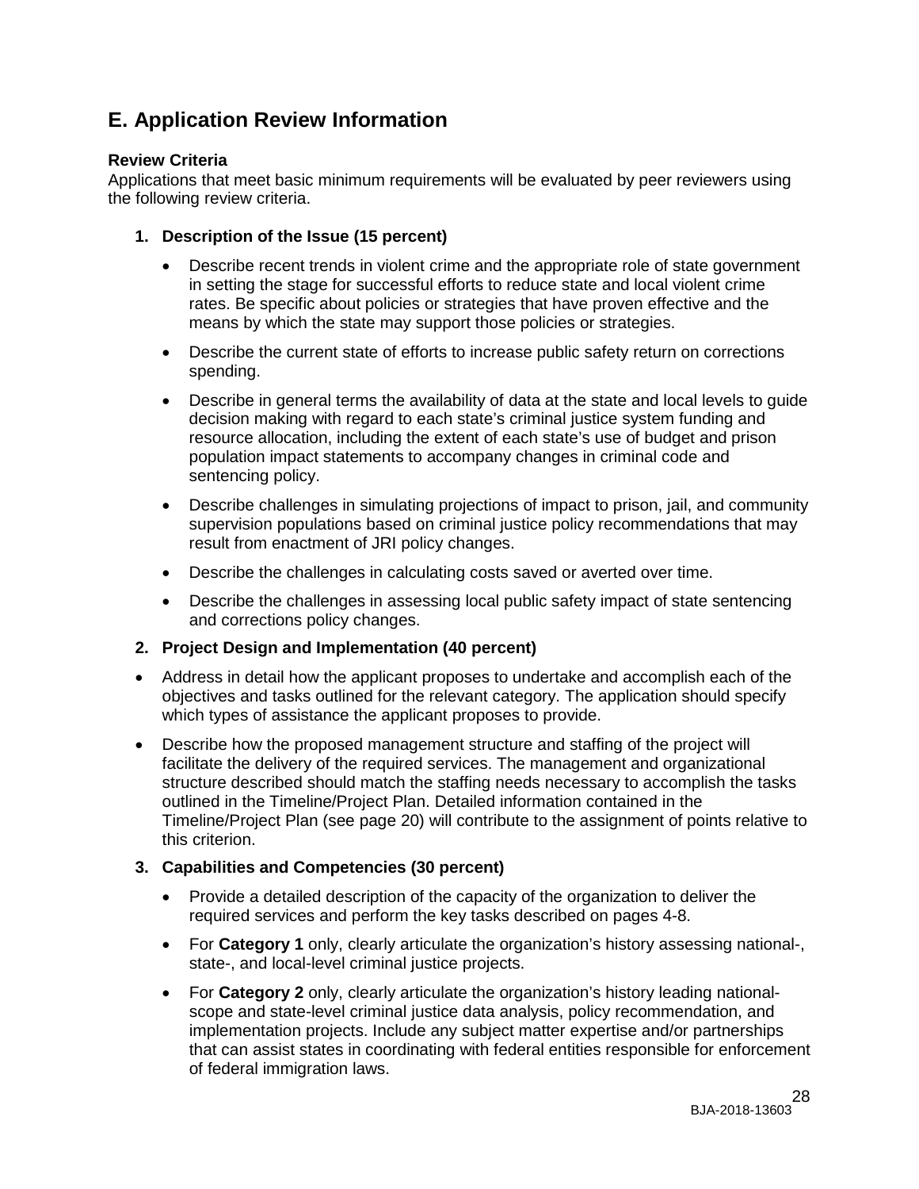## E. Application Review Information

**Review Criteria**
Applications that meet basic minimum requirements will be evaluated by peer reviewers using the following review criteria.

1. **Description of the Issue (15 percent)**

   - Describe recent trends in violent crime and the appropriate role of state government in setting the stage for successful efforts to reduce state and local violent crime rates. Be specific about policies or strategies that have proven effective and the means by which the state may support those policies or strategies.
   - Describe the current state of efforts to increase public safety return on corrections spending.
   - Describe in general terms the availability of data at the state and local levels to guide decision making with regard to each state's criminal justice system funding and resource allocation, including the extent of each state's use of budget and prison population impact statements to accompany changes in criminal code and sentencing policy.
   - Describe challenges in simulating projections of impact to prison, jail, and community supervision populations based on criminal justice policy recommendations that may result from enactment of JRI policy changes.
   - Describe the challenges in calculating costs saved or averted over time.
   - Describe the challenges in assessing local public safety impact of state sentencing and corrections policy changes.

2. **Project Design and Implementation (40 percent)**

- Address in detail how the applicant proposes to undertake and accomplish each of the objectives and tasks outlined for the relevant category. The application should specify which types of assistance the applicant proposes to provide.
- Describe how the proposed management structure and staffing of the project will facilitate the delivery of the required services. The management and organizational structure described should match the staffing needs necessary to accomplish the tasks outlined in the Timeline/Project Plan. Detailed information contained in the Timeline/Project Plan (see page 20) will contribute to the assignment of points relative to this criterion.

3. **Capabilities and Competencies (30 percent)**

   - Provide a detailed description of the capacity of the organization to deliver the required services and perform the key tasks described on pages 4-8.
   - For **Category 1** only, clearly articulate the organization's history assessing national-, state-, and local-level criminal justice projects.
   - For **Category 2** only, clearly articulate the organization's history leading national-scope and state-level criminal justice data analysis, policy recommendation, and implementation projects. Include any subject matter expertise and/or partnerships that can assist states in coordinating with federal entities responsible for enforcement of federal immigration laws.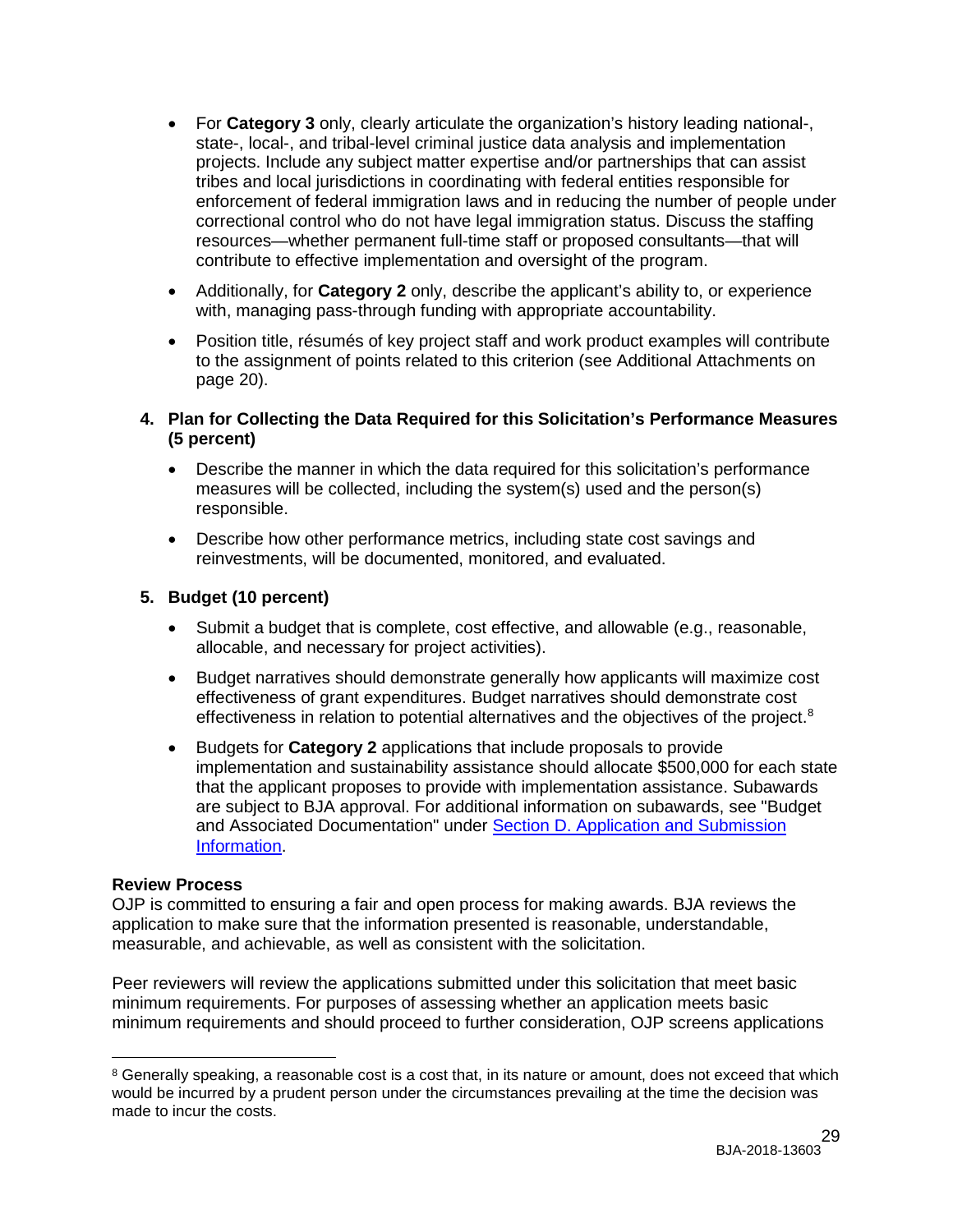- For **Category 3** only, clearly articulate the organization's history leading national-, state-, local-, and tribal-level criminal justice data analysis and implementation projects. Include any subject matter expertise and/or partnerships that can assist tribes and local jurisdictions in coordinating with federal entities responsible for enforcement of federal immigration laws and in reducing the number of people under correctional control who do not have legal immigration status. Discuss the staffing resources—whether permanent full-time staff or proposed consultants—that will contribute to effective implementation and oversight of the program.
- Additionally, for **Category 2** only, describe the applicant's ability to, or experience with, managing pass-through funding with appropriate accountability.
- Position title, résumés of key project staff and work product examples will contribute to the assignment of points related to this criterion (see Additional Attachments on page 20).

**4. Plan for Collecting the Data Required for this Solicitation's Performance Measures (5 percent)**

- Describe the manner in which the data required for this solicitation's performance measures will be collected, including the system(s) used and the person(s) responsible.
- Describe how other performance metrics, including state cost savings and reinvestments, will be documented, monitored, and evaluated.

**5. Budget (10 percent)**

- Submit a budget that is complete, cost effective, and allowable (e.g., reasonable, allocable, and necessary for project activities).
- Budget narratives should demonstrate generally how applicants will maximize cost effectiveness of grant expenditures. Budget narratives should demonstrate cost effectiveness in relation to potential alternatives and the objectives of the project.[8]
- Budgets for **Category 2** applications that include proposals to provide implementation and sustainability assistance should allocate $500,000 for each state that the applicant proposes to provide with implementation assistance. Subawards are subject to BJA approval. For additional information on subawards, see "Budget and Associated Documentation" under Section D. Application and Submission Information.

**Review Process**

OJP is committed to ensuring a fair and open process for making awards. BJA reviews the application to make sure that the information presented is reasonable, understandable, measurable, and achievable, as well as consistent with the solicitation.

Peer reviewers will review the applications submitted under this solicitation that meet basic minimum requirements. For purposes of assessing whether an application meets basic minimum requirements and should proceed to further consideration, OJP screens applications

---

[8] Generally speaking, a reasonable cost is a cost that, in its nature or amount, does not exceed that which would be incurred by a prudent person under the circumstances prevailing at the time the decision was made to incur the costs.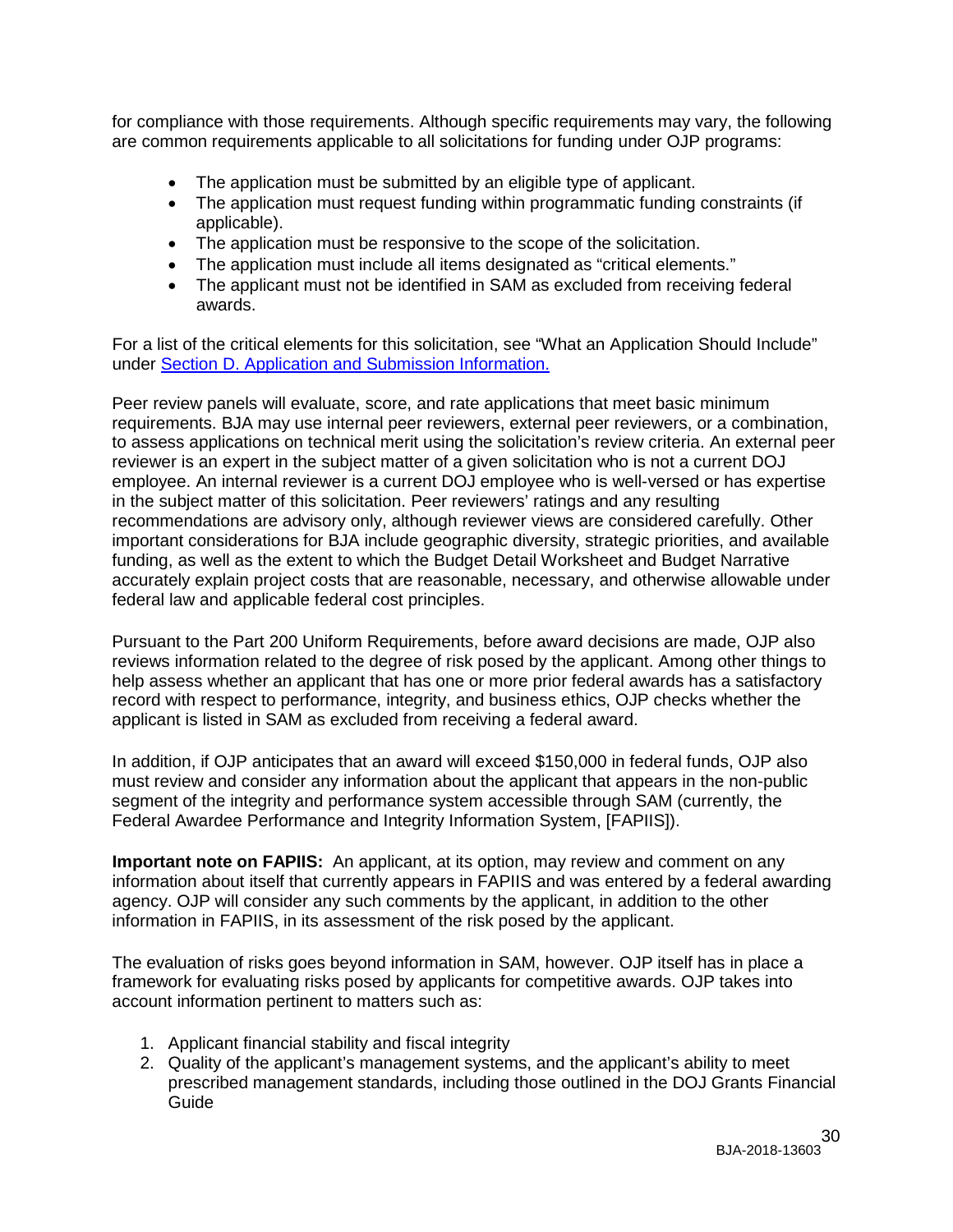for compliance with those requirements. Although specific requirements may vary, the following are common requirements applicable to all solicitations for funding under OJP programs:

- The application must be submitted by an eligible type of applicant.
- The application must request funding within programmatic funding constraints (if applicable).
- The application must be responsive to the scope of the solicitation.
- The application must include all items designated as "critical elements."
- The applicant must not be identified in SAM as excluded from receiving federal awards.

For a list of the critical elements for this solicitation, see "What an Application Should Include" under [Section D. Application and Submission Information.](#)

Peer review panels will evaluate, score, and rate applications that meet basic minimum requirements. BJA may use internal peer reviewers, external peer reviewers, or a combination, to assess applications on technical merit using the solicitation's review criteria. An external peer reviewer is an expert in the subject matter of a given solicitation who is not a current DOJ employee. An internal reviewer is a current DOJ employee who is well-versed or has expertise in the subject matter of this solicitation. Peer reviewers' ratings and any resulting recommendations are advisory only, although reviewer views are considered carefully. Other important considerations for BJA include geographic diversity, strategic priorities, and available funding, as well as the extent to which the Budget Detail Worksheet and Budget Narrative accurately explain project costs that are reasonable, necessary, and otherwise allowable under federal law and applicable federal cost principles.

Pursuant to the Part 200 Uniform Requirements, before award decisions are made, OJP also reviews information related to the degree of risk posed by the applicant. Among other things to help assess whether an applicant that has one or more prior federal awards has a satisfactory record with respect to performance, integrity, and business ethics, OJP checks whether the applicant is listed in SAM as excluded from receiving a federal award.

In addition, if OJP anticipates that an award will exceed $150,000 in federal funds, OJP also must review and consider any information about the applicant that appears in the non-public segment of the integrity and performance system accessible through SAM (currently, the Federal Awardee Performance and Integrity Information System, [FAPIIS]).

**Important note on FAPIIS:** An applicant, at its option, may review and comment on any information about itself that currently appears in FAPIIS and was entered by a federal awarding agency. OJP will consider any such comments by the applicant, in addition to the other information in FAPIIS, in its assessment of the risk posed by the applicant.

The evaluation of risks goes beyond information in SAM, however. OJP itself has in place a framework for evaluating risks posed by applicants for competitive awards. OJP takes into account information pertinent to matters such as:

1. Applicant financial stability and fiscal integrity
2. Quality of the applicant's management systems, and the applicant's ability to meet prescribed management standards, including those outlined in the DOJ Grants Financial Guide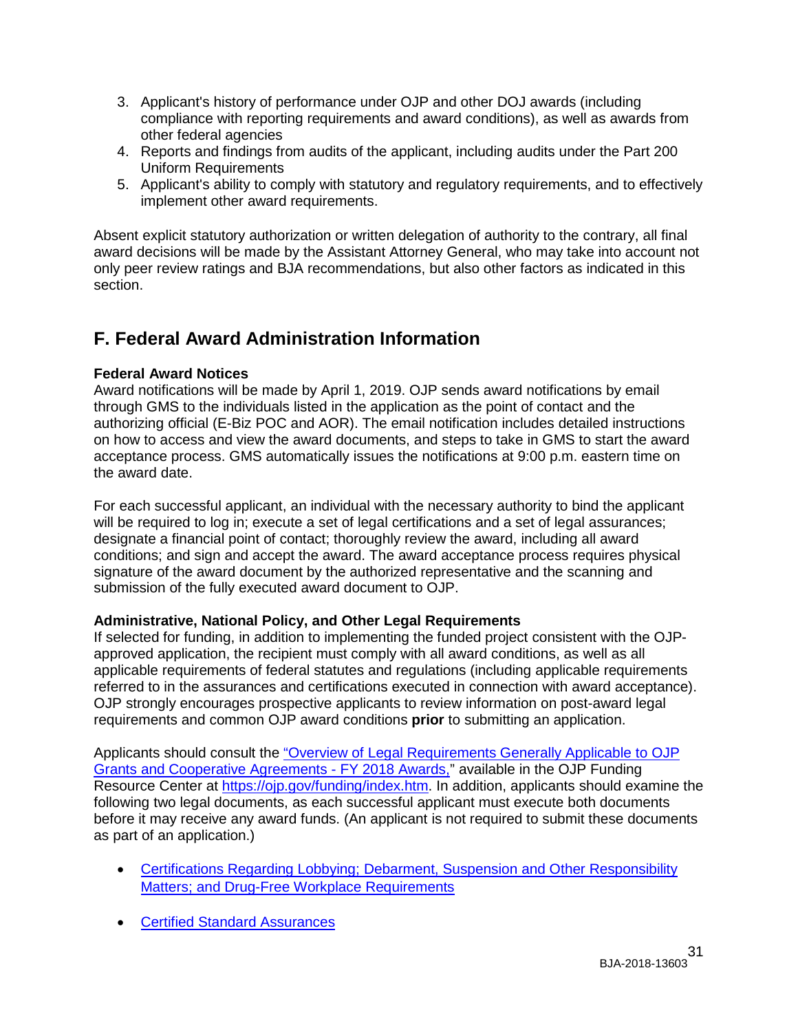3. Applicant's history of performance under OJP and other DOJ awards (including compliance with reporting requirements and award conditions), as well as awards from other federal agencies
4. Reports and findings from audits of the applicant, including audits under the Part 200 Uniform Requirements
5. Applicant's ability to comply with statutory and regulatory requirements, and to effectively implement other award requirements.

Absent explicit statutory authorization or written delegation of authority to the contrary, all final award decisions will be made by the Assistant Attorney General, who may take into account not only peer review ratings and BJA recommendations, but also other factors as indicated in this section.

## F. Federal Award Administration Information

**Federal Award Notices**

Award notifications will be made by April 1, 2019. OJP sends award notifications by email through GMS to the individuals listed in the application as the point of contact and the authorizing official (E-Biz POC and AOR). The email notification includes detailed instructions on how to access and view the award documents, and steps to take in GMS to start the award acceptance process. GMS automatically issues the notifications at 9:00 p.m. eastern time on the award date.

For each successful applicant, an individual with the necessary authority to bind the applicant will be required to log in; execute a set of legal certifications and a set of legal assurances; designate a financial point of contact; thoroughly review the award, including all award conditions; and sign and accept the award. The award acceptance process requires physical signature of the award document by the authorized representative and the scanning and submission of the fully executed award document to OJP.

**Administrative, National Policy, and Other Legal Requirements**

If selected for funding, in addition to implementing the funded project consistent with the OJP-approved application, the recipient must comply with all award conditions, as well as all applicable requirements of federal statutes and regulations (including applicable requirements referred to in the assurances and certifications executed in connection with award acceptance). OJP strongly encourages prospective applicants to review information on post-award legal requirements and common OJP award conditions **prior** to submitting an application.

Applicants should consult the "Overview of Legal Requirements Generally Applicable to OJP Grants and Cooperative Agreements - FY 2018 Awards," available in the OJP Funding Resource Center at https://ojp.gov/funding/index.htm. In addition, applicants should examine the following two legal documents, as each successful applicant must execute both documents before it may receive any award funds. (An applicant is not required to submit these documents as part of an application.)

- Certifications Regarding Lobbying; Debarment, Suspension and Other Responsibility Matters; and Drug-Free Workplace Requirements
- Certified Standard Assurances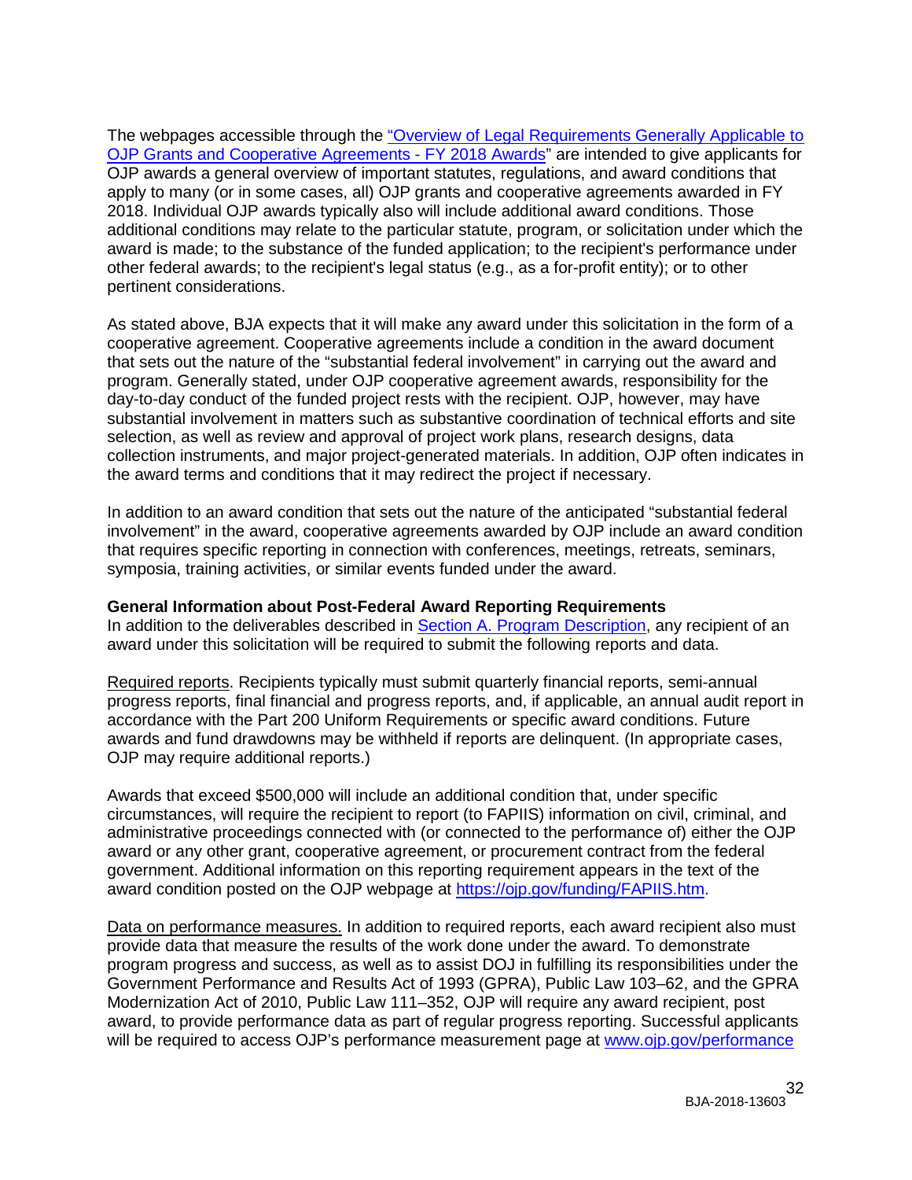The webpages accessible through the "Overview of Legal Requirements Generally Applicable to OJP Grants and Cooperative Agreements - FY 2018 Awards" are intended to give applicants for OJP awards a general overview of important statutes, regulations, and award conditions that apply to many (or in some cases, all) OJP grants and cooperative agreements awarded in FY 2018. Individual OJP awards typically also will include additional award conditions. Those additional conditions may relate to the particular statute, program, or solicitation under which the award is made; to the substance of the funded application; to the recipient's performance under other federal awards; to the recipient's legal status (e.g., as a for-profit entity); or to other pertinent considerations.

As stated above, BJA expects that it will make any award under this solicitation in the form of a cooperative agreement. Cooperative agreements include a condition in the award document that sets out the nature of the "substantial federal involvement" in carrying out the award and program. Generally stated, under OJP cooperative agreement awards, responsibility for the day-to-day conduct of the funded project rests with the recipient. OJP, however, may have substantial involvement in matters such as substantive coordination of technical efforts and site selection, as well as review and approval of project work plans, research designs, data collection instruments, and major project-generated materials. In addition, OJP often indicates in the award terms and conditions that it may redirect the project if necessary.

In addition to an award condition that sets out the nature of the anticipated "substantial federal involvement" in the award, cooperative agreements awarded by OJP include an award condition that requires specific reporting in connection with conferences, meetings, retreats, seminars, symposia, training activities, or similar events funded under the award.

**General Information about Post-Federal Award Reporting Requirements**
In addition to the deliverables described in Section A. Program Description, any recipient of an award under this solicitation will be required to submit the following reports and data.

Required reports. Recipients typically must submit quarterly financial reports, semi-annual progress reports, final financial and progress reports, and, if applicable, an annual audit report in accordance with the Part 200 Uniform Requirements or specific award conditions. Future awards and fund drawdowns may be withheld if reports are delinquent. (In appropriate cases, OJP may require additional reports.)

Awards that exceed $500,000 will include an additional condition that, under specific circumstances, will require the recipient to report (to FAPIIS) information on civil, criminal, and administrative proceedings connected with (or connected to the performance of) either the OJP award or any other grant, cooperative agreement, or procurement contract from the federal government. Additional information on this reporting requirement appears in the text of the award condition posted on the OJP webpage at https://ojp.gov/funding/FAPIIS.htm.

Data on performance measures. In addition to required reports, each award recipient also must provide data that measure the results of the work done under the award. To demonstrate program progress and success, as well as to assist DOJ in fulfilling its responsibilities under the Government Performance and Results Act of 1993 (GPRA), Public Law 103–62, and the GPRA Modernization Act of 2010, Public Law 111–352, OJP will require any award recipient, post award, to provide performance data as part of regular progress reporting. Successful applicants will be required to access OJP's performance measurement page at www.ojp.gov/performance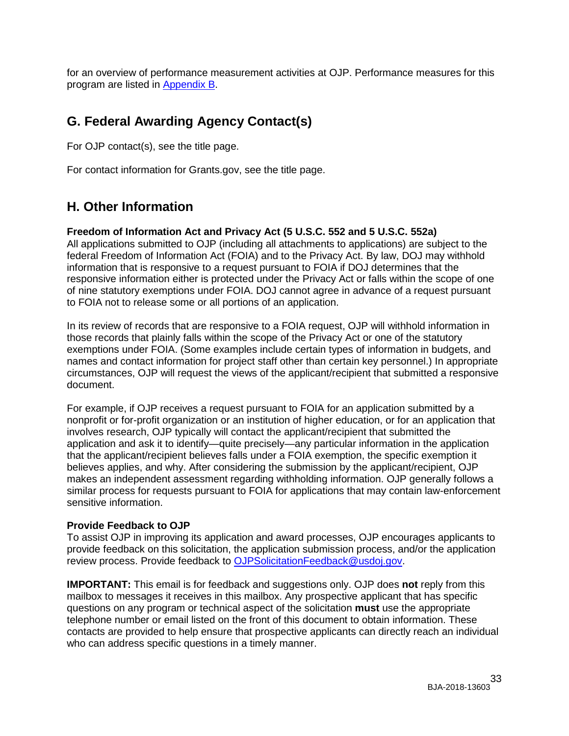for an overview of performance measurement activities at OJP. Performance measures for this program are listed in [Appendix B](#).

## G. Federal Awarding Agency Contact(s)

For OJP contact(s), see the title page.

For contact information for Grants.gov, see the title page.

## H. Other Information

**Freedom of Information Act and Privacy Act (5 U.S.C. 552 and 5 U.S.C. 552a)**
All applications submitted to OJP (including all attachments to applications) are subject to the federal Freedom of Information Act (FOIA) and to the Privacy Act. By law, DOJ may withhold information that is responsive to a request pursuant to FOIA if DOJ determines that the responsive information either is protected under the Privacy Act or falls within the scope of one of nine statutory exemptions under FOIA. DOJ cannot agree in advance of a request pursuant to FOIA not to release some or all portions of an application.

In its review of records that are responsive to a FOIA request, OJP will withhold information in those records that plainly falls within the scope of the Privacy Act or one of the statutory exemptions under FOIA. (Some examples include certain types of information in budgets, and names and contact information for project staff other than certain key personnel.) In appropriate circumstances, OJP will request the views of the applicant/recipient that submitted a responsive document.

For example, if OJP receives a request pursuant to FOIA for an application submitted by a nonprofit or for-profit organization or an institution of higher education, or for an application that involves research, OJP typically will contact the applicant/recipient that submitted the application and ask it to identify—quite precisely—any particular information in the application that the applicant/recipient believes falls under a FOIA exemption, the specific exemption it believes applies, and why. After considering the submission by the applicant/recipient, OJP makes an independent assessment regarding withholding information. OJP generally follows a similar process for requests pursuant to FOIA for applications that may contain law-enforcement sensitive information.

**Provide Feedback to OJP**
To assist OJP in improving its application and award processes, OJP encourages applicants to provide feedback on this solicitation, the application submission process, and/or the application review process. Provide feedback to [OJPSolicitationFeedback@usdoj.gov](mailto:OJPSolicitationFeedback@usdoj.gov).

**IMPORTANT:** This email is for feedback and suggestions only. OJP does **not** reply from this mailbox to messages it receives in this mailbox. Any prospective applicant that has specific questions on any program or technical aspect of the solicitation **must** use the appropriate telephone number or email listed on the front of this document to obtain information. These contacts are provided to help ensure that prospective applicants can directly reach an individual who can address specific questions in a timely manner.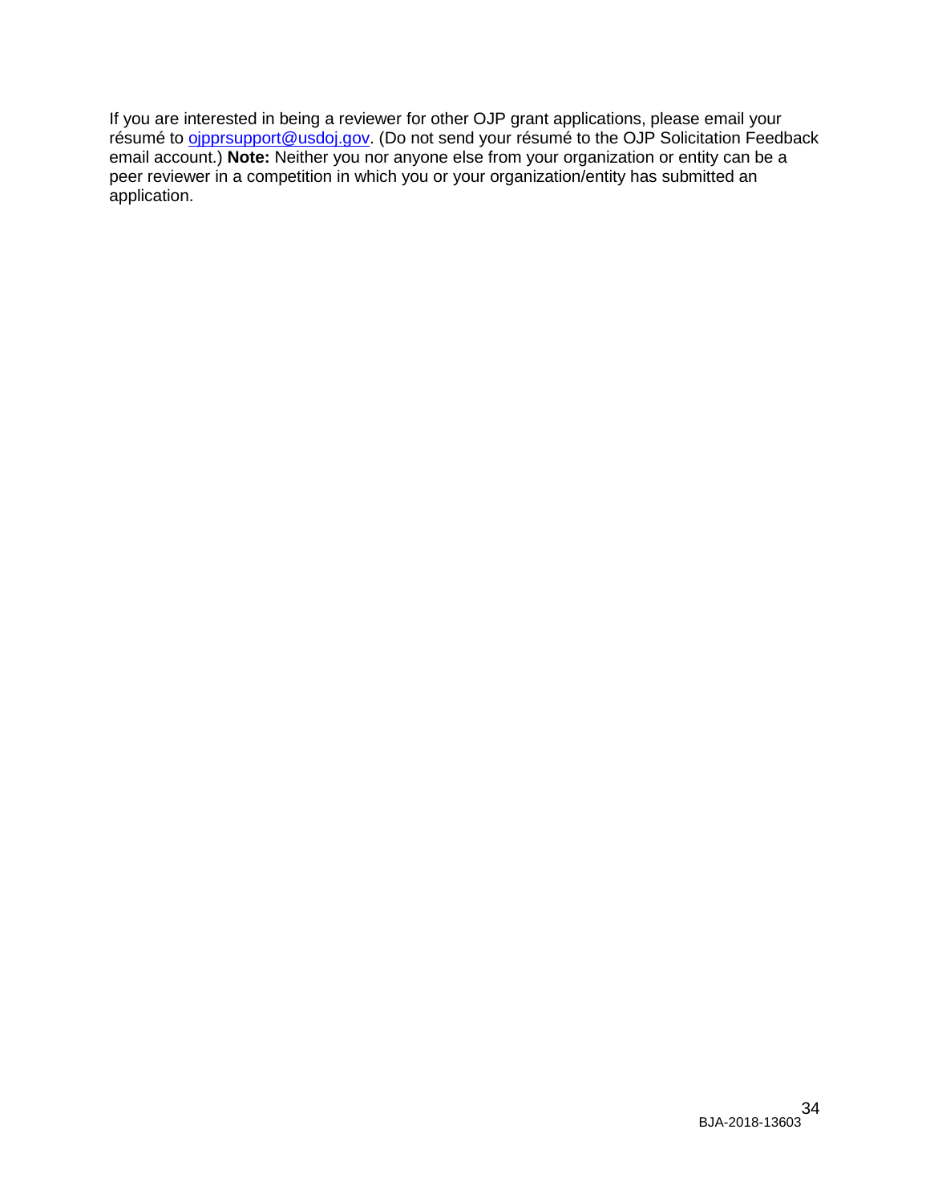If you are interested in being a reviewer for other OJP grant applications, please email your résumé to ojpprsupport@usdoj.gov. (Do not send your résumé to the OJP Solicitation Feedback email account.) **Note:** Neither you nor anyone else from your organization or entity can be a peer reviewer in a competition in which you or your organization/entity has submitted an application.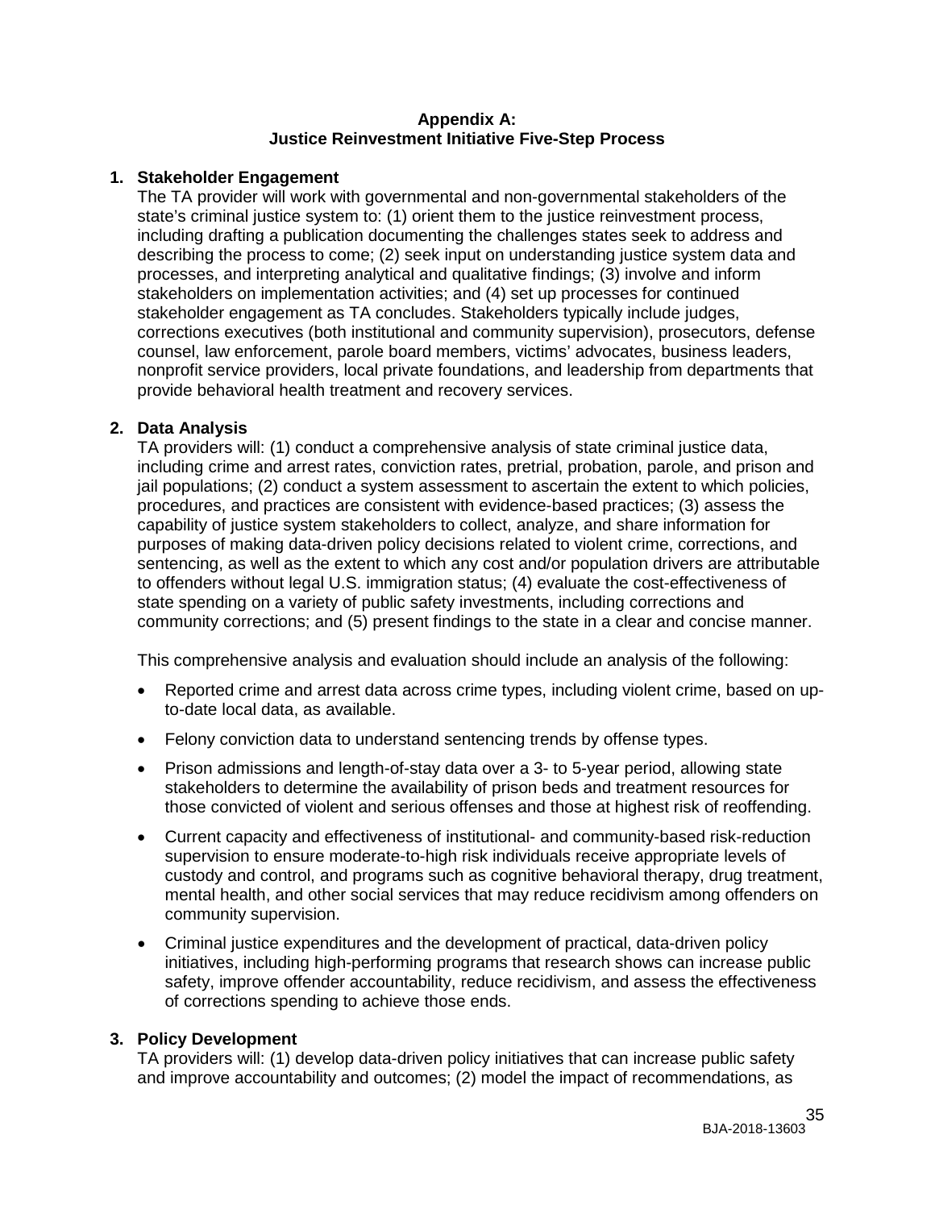## Appendix A: Justice Reinvestment Initiative Five-Step Process

1. **Stakeholder Engagement**
   The TA provider will work with governmental and non-governmental stakeholders of the state's criminal justice system to: (1) orient them to the justice reinvestment process, including drafting a publication documenting the challenges states seek to address and describing the process to come; (2) seek input on understanding justice system data and processes, and interpreting analytical and qualitative findings; (3) involve and inform stakeholders on implementation activities; and (4) set up processes for continued stakeholder engagement as TA concludes. Stakeholders typically include judges, corrections executives (both institutional and community supervision), prosecutors, defense counsel, law enforcement, parole board members, victims' advocates, business leaders, nonprofit service providers, local private foundations, and leadership from departments that provide behavioral health treatment and recovery services.

2. **Data Analysis**
   TA providers will: (1) conduct a comprehensive analysis of state criminal justice data, including crime and arrest rates, conviction rates, pretrial, probation, parole, and prison and jail populations; (2) conduct a system assessment to ascertain the extent to which policies, procedures, and practices are consistent with evidence-based practices; (3) assess the capability of justice system stakeholders to collect, analyze, and share information for purposes of making data-driven policy decisions related to violent crime, corrections, and sentencing, as well as the extent to which any cost and/or population drivers are attributable to offenders without legal U.S. immigration status; (4) evaluate the cost-effectiveness of state spending on a variety of public safety investments, including corrections and community corrections; and (5) present findings to the state in a clear and concise manner.

   This comprehensive analysis and evaluation should include an analysis of the following:

   - Reported crime and arrest data across crime types, including violent crime, based on up-to-date local data, as available.
   - Felony conviction data to understand sentencing trends by offense types.
   - Prison admissions and length-of-stay data over a 3- to 5-year period, allowing state stakeholders to determine the availability of prison beds and treatment resources for those convicted of violent and serious offenses and those at highest risk of reoffending.
   - Current capacity and effectiveness of institutional- and community-based risk-reduction supervision to ensure moderate-to-high risk individuals receive appropriate levels of custody and control, and programs such as cognitive behavioral therapy, drug treatment, mental health, and other social services that may reduce recidivism among offenders on community supervision.
   - Criminal justice expenditures and the development of practical, data-driven policy initiatives, including high-performing programs that research shows can increase public safety, improve offender accountability, reduce recidivism, and assess the effectiveness of corrections spending to achieve those ends.

3. **Policy Development**
   TA providers will: (1) develop data-driven policy initiatives that can increase public safety and improve accountability and outcomes; (2) model the impact of recommendations, as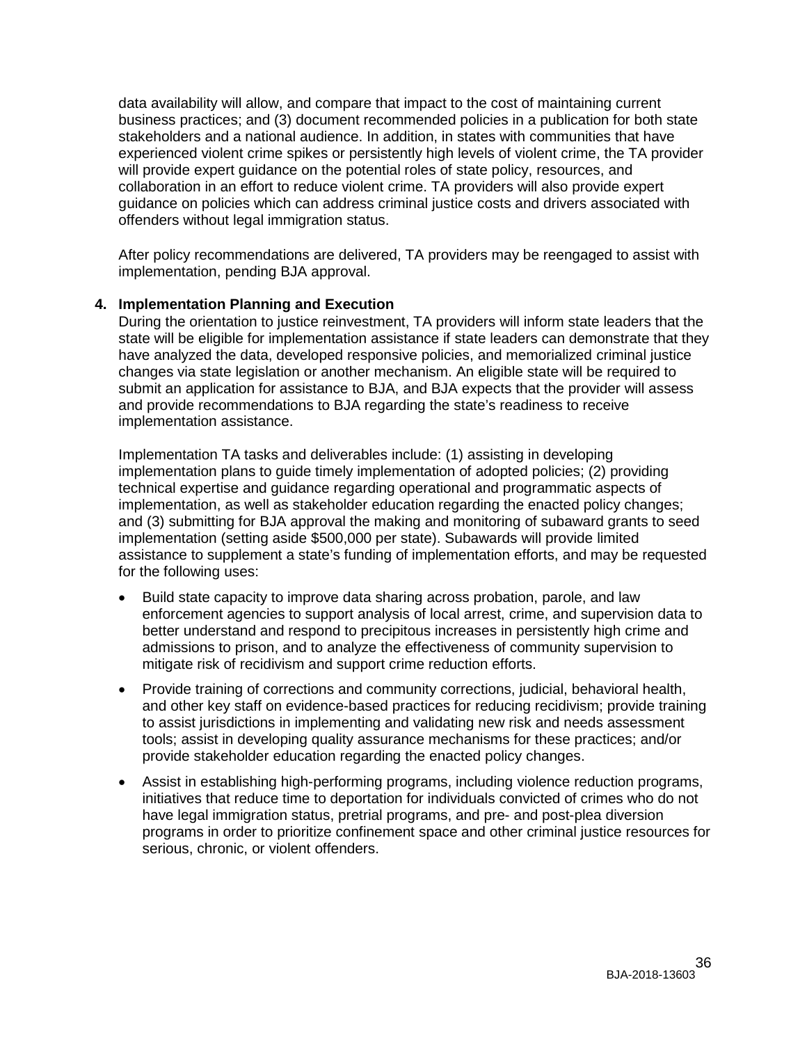data availability will allow, and compare that impact to the cost of maintaining current business practices; and (3) document recommended policies in a publication for both state stakeholders and a national audience. In addition, in states with communities that have experienced violent crime spikes or persistently high levels of violent crime, the TA provider will provide expert guidance on the potential roles of state policy, resources, and collaboration in an effort to reduce violent crime. TA providers will also provide expert guidance on policies which can address criminal justice costs and drivers associated with offenders without legal immigration status.

After policy recommendations are delivered, TA providers may be reengaged to assist with implementation, pending BJA approval.

**4. Implementation Planning and Execution**

During the orientation to justice reinvestment, TA providers will inform state leaders that the state will be eligible for implementation assistance if state leaders can demonstrate that they have analyzed the data, developed responsive policies, and memorialized criminal justice changes via state legislation or another mechanism. An eligible state will be required to submit an application for assistance to BJA, and BJA expects that the provider will assess and provide recommendations to BJA regarding the state's readiness to receive implementation assistance.

Implementation TA tasks and deliverables include: (1) assisting in developing implementation plans to guide timely implementation of adopted policies; (2) providing technical expertise and guidance regarding operational and programmatic aspects of implementation, as well as stakeholder education regarding the enacted policy changes; and (3) submitting for BJA approval the making and monitoring of subaward grants to seed implementation (setting aside $500,000 per state). Subawards will provide limited assistance to supplement a state's funding of implementation efforts, and may be requested for the following uses:

- Build state capacity to improve data sharing across probation, parole, and law enforcement agencies to support analysis of local arrest, crime, and supervision data to better understand and respond to precipitous increases in persistently high crime and admissions to prison, and to analyze the effectiveness of community supervision to mitigate risk of recidivism and support crime reduction efforts.
- Provide training of corrections and community corrections, judicial, behavioral health, and other key staff on evidence-based practices for reducing recidivism; provide training to assist jurisdictions in implementing and validating new risk and needs assessment tools; assist in developing quality assurance mechanisms for these practices; and/or provide stakeholder education regarding the enacted policy changes.
- Assist in establishing high-performing programs, including violence reduction programs, initiatives that reduce time to deportation for individuals convicted of crimes who do not have legal immigration status, pretrial programs, and pre- and post-plea diversion programs in order to prioritize confinement space and other criminal justice resources for serious, chronic, or violent offenders.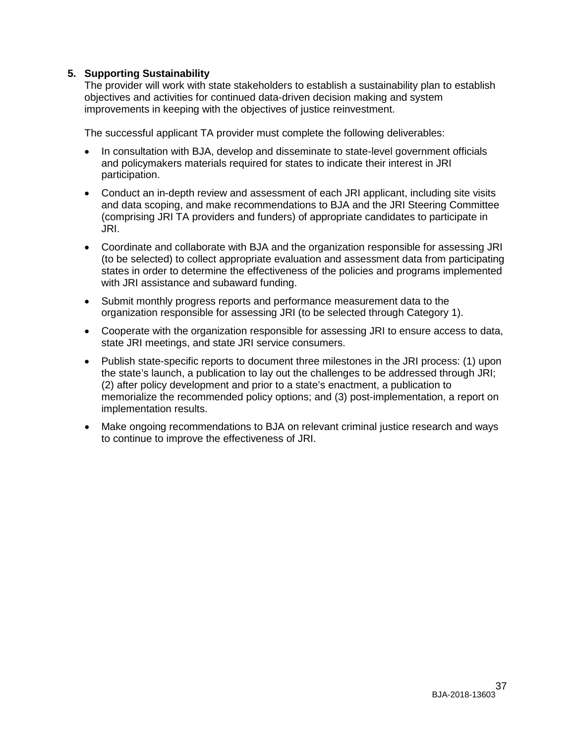5. **Supporting Sustainability**

   The provider will work with state stakeholders to establish a sustainability plan to establish objectives and activities for continued data-driven decision making and system improvements in keeping with the objectives of justice reinvestment.

   The successful applicant TA provider must complete the following deliverables:

   - In consultation with BJA, develop and disseminate to state-level government officials and policymakers materials required for states to indicate their interest in JRI participation.
   - Conduct an in-depth review and assessment of each JRI applicant, including site visits and data scoping, and make recommendations to BJA and the JRI Steering Committee (comprising JRI TA providers and funders) of appropriate candidates to participate in JRI.
   - Coordinate and collaborate with BJA and the organization responsible for assessing JRI (to be selected) to collect appropriate evaluation and assessment data from participating states in order to determine the effectiveness of the policies and programs implemented with JRI assistance and subaward funding.
   - Submit monthly progress reports and performance measurement data to the organization responsible for assessing JRI (to be selected through Category 1).
   - Cooperate with the organization responsible for assessing JRI to ensure access to data, state JRI meetings, and state JRI service consumers.
   - Publish state-specific reports to document three milestones in the JRI process: (1) upon the state's launch, a publication to lay out the challenges to be addressed through JRI; (2) after policy development and prior to a state's enactment, a publication to memorialize the recommended policy options; and (3) post-implementation, a report on implementation results.
   - Make ongoing recommendations to BJA on relevant criminal justice research and ways to continue to improve the effectiveness of JRI.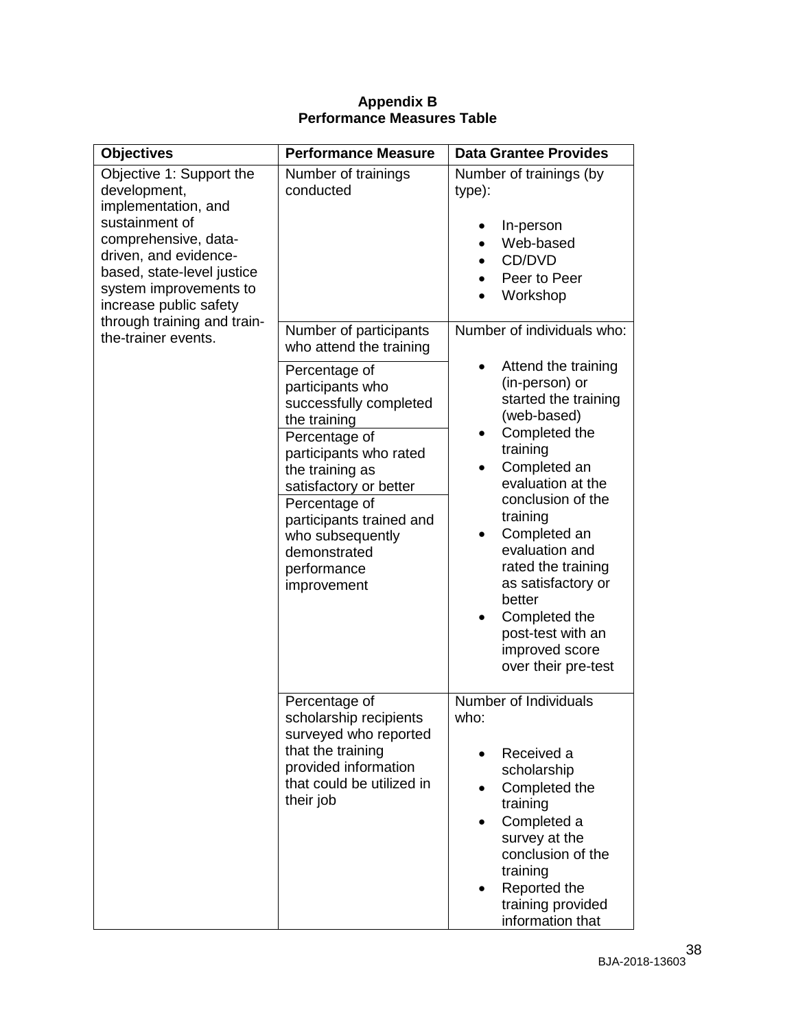**Appendix B**
**Performance Measures Table**

| Objectives | Performance Measure | Data Grantee Provides |
|---|---|---|
| Objective 1: Support the development, implementation, and sustainment of comprehensive, data-driven, and evidence-based, state-level justice system improvements to increase public safety through training and train-the-trainer events. | Number of trainings conducted | Number of trainings (by type):<br>• In-person<br>• Web-based<br>• CD/DVD<br>• Peer to Peer<br>• Workshop |
| | Number of participants who attend the training<br><br>Percentage of participants who successfully completed the training<br><br>Percentage of participants who rated the training as satisfactory or better<br><br>Percentage of participants trained and who subsequently demonstrated performance improvement | Number of individuals who:<br>• Attend the training (in-person) or started the training (web-based)<br>• Completed the training<br>• Completed an evaluation at the conclusion of the training<br>• Completed an evaluation and rated the training as satisfactory or better<br>• Completed the post-test with an improved score over their pre-test |
| | Percentage of scholarship recipients surveyed who reported that the training provided information that could be utilized in their job | Number of Individuals who:<br>• Received a scholarship<br>• Completed the training<br>• Completed a survey at the conclusion of the training<br>• Reported the training provided information that |

BJA-2018-13603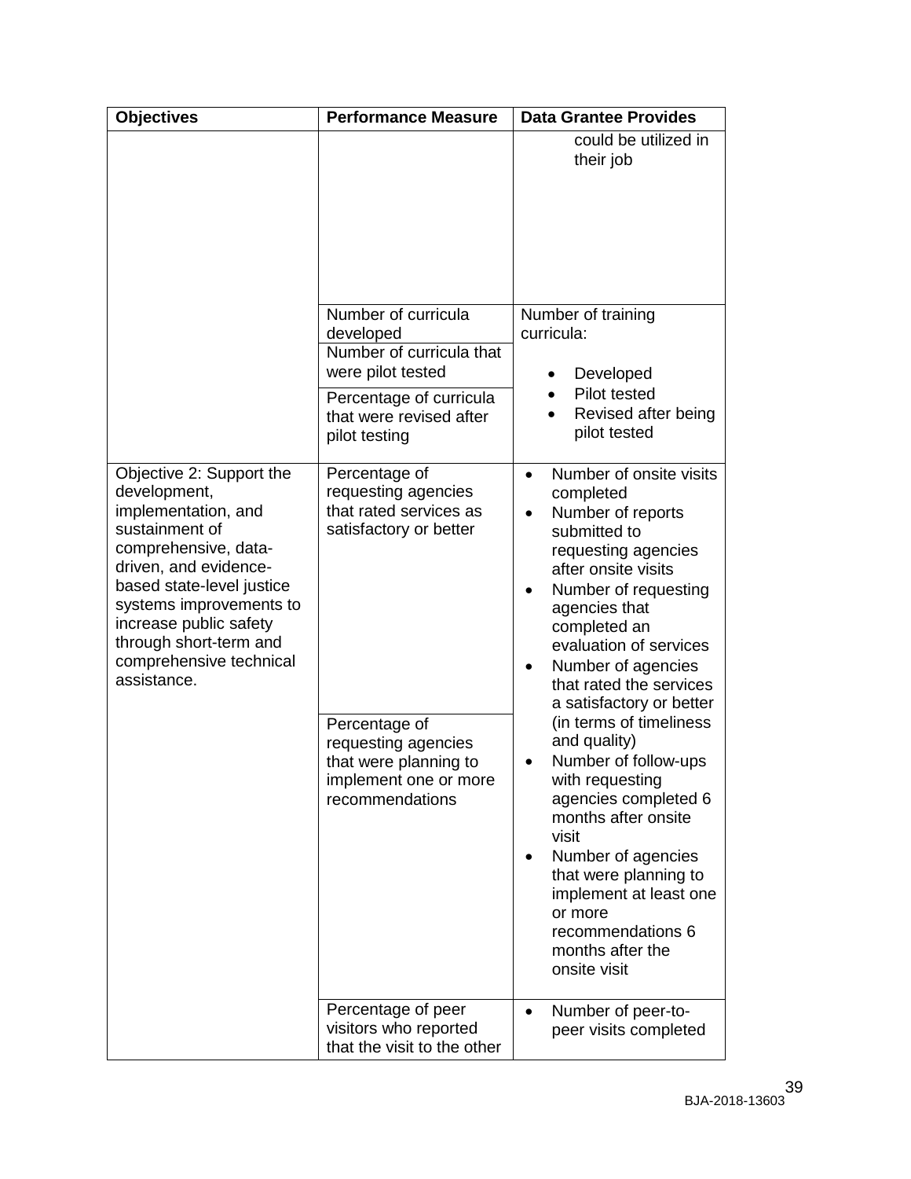| Objectives | Performance Measure | Data Grantee Provides |
| --- | --- | --- |
| | | could be utilized in their job |
| | Number of curricula developed | Number of training curricula:<br>• Developed<br>• Pilot tested<br>• Revised after being pilot tested |
| | Number of curricula that were pilot tested | |
| | Percentage of curricula that were revised after pilot testing | |
| Objective 2: Support the development, implementation, and sustainment of comprehensive, data-driven, and evidence-based state-level justice systems improvements to increase public safety through short-term and comprehensive technical assistance. | Percentage of requesting agencies that rated services as satisfactory or better | • Number of onsite visits completed<br>• Number of reports submitted to requesting agencies after onsite visits<br>• Number of requesting agencies that completed an evaluation of services<br>• Number of agencies that rated the services a satisfactory or better (in terms of timeliness and quality)<br>• Number of follow-ups with requesting agencies completed 6 months after onsite visit<br>• Number of agencies that were planning to implement at least one or more recommendations 6 months after the onsite visit |
| | Percentage of requesting agencies that were planning to implement one or more recommendations | |
| | Percentage of peer visitors who reported that the visit to the other | • Number of peer-to-peer visits completed |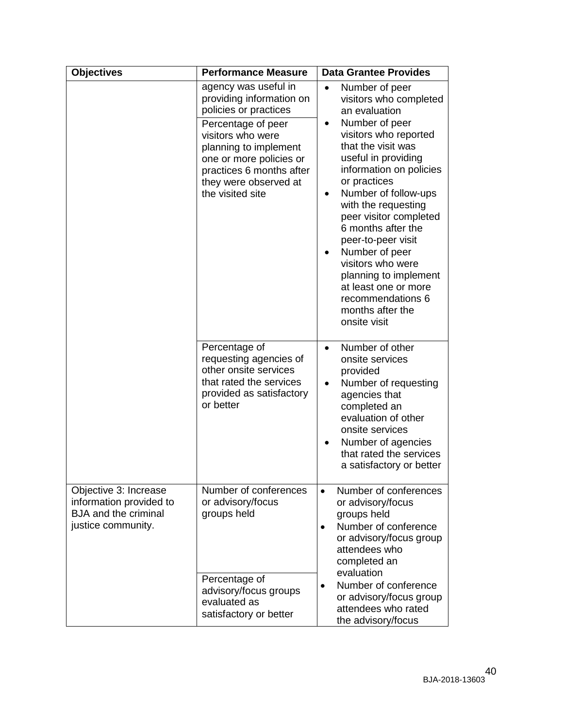| Objectives | Performance Measure | Data Grantee Provides |
|---|---|---|
| | agency was useful in providing information on policies or practices<br><br>Percentage of peer visitors who were planning to implement one or more policies or practices 6 months after they were observed at the visited site | • Number of peer visitors who completed an evaluation<br>• Number of peer visitors who reported that the visit was useful in providing information on policies or practices<br>• Number of follow-ups with the requesting peer visitor completed 6 months after the peer-to-peer visit<br>• Number of peer visitors who were planning to implement at least one or more recommendations 6 months after the onsite visit |
| | Percentage of requesting agencies of other onsite services that rated the services provided as satisfactory or better | • Number of other onsite services provided<br>• Number of requesting agencies that completed an evaluation of other onsite services<br>• Number of agencies that rated the services a satisfactory or better |
| Objective 3: Increase information provided to BJA and the criminal justice community. | Number of conferences or advisory/focus groups held<br><br>Percentage of advisory/focus groups evaluated as satisfactory or better | • Number of conferences or advisory/focus groups held<br>• Number of conference or advisory/focus group attendees who completed an evaluation<br>• Number of conference or advisory/focus group attendees who rated the advisory/focus |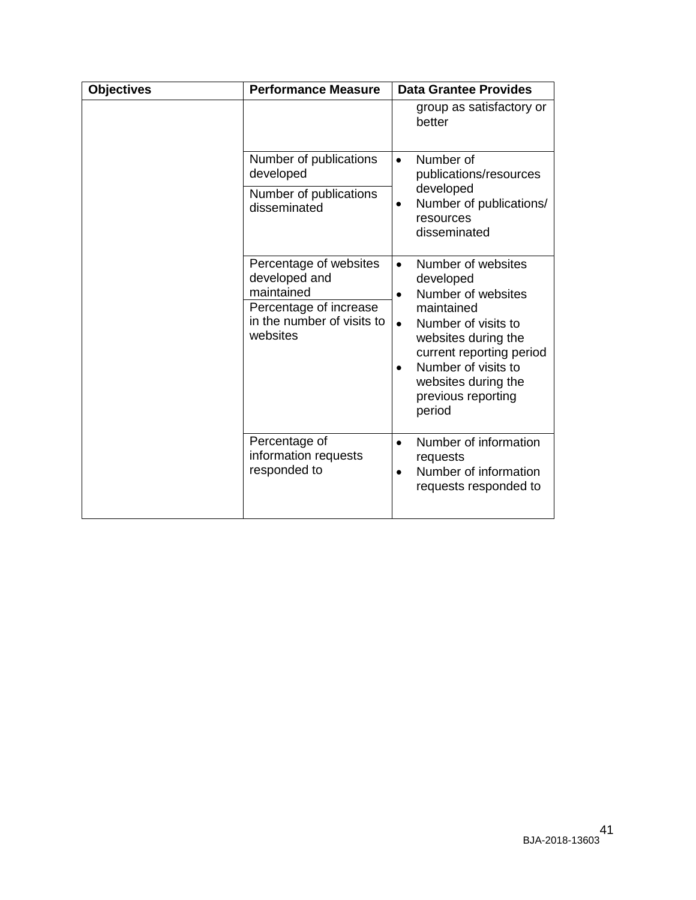| Objectives | Performance Measure | Data Grantee Provides |
|---|---|---|
| | | group as satisfactory or better |
| | Number of publications developed | • Number of publications/resources developed<br>• Number of publications/ resources disseminated |
| | Number of publications disseminated | |
| | Percentage of websites developed and maintained | • Number of websites developed<br>• Number of websites maintained<br>• Number of visits to websites during the current reporting period<br>• Number of visits to websites during the previous reporting period |
| | Percentage of increase in the number of visits to websites | |
| | Percentage of information requests responded to | • Number of information requests<br>• Number of information requests responded to |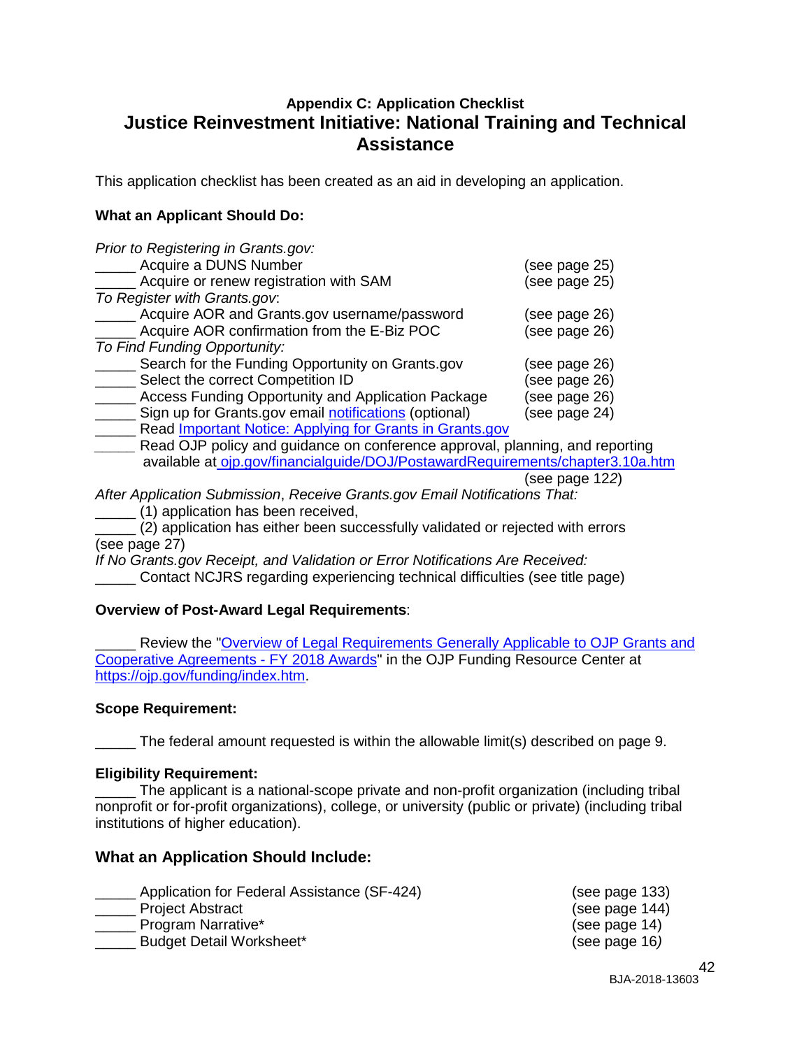### Appendix C: Application Checklist

## Justice Reinvestment Initiative: National Training and Technical Assistance

This application checklist has been created as an aid in developing an application.

**What an Applicant Should Do:**

*Prior to Registering in Grants.gov:*

_____ Acquire a DUNS Number (see page 25)
_____ Acquire or renew registration with SAM (see page 25)

*To Register with Grants.gov*:

_____ Acquire AOR and Grants.gov username/password (see page 26)
_____ Acquire AOR confirmation from the E-Biz POC (see page 26)

*To Find Funding Opportunity:*

_____ Search for the Funding Opportunity on Grants.gov (see page 26)
_____ Select the correct Competition ID (see page 26)
_____ Access Funding Opportunity and Application Package (see page 26)
_____ Sign up for Grants.gov email notifications (optional) (see page 24)
_____ Read Important Notice: Applying for Grants in Grants.gov
_____ Read OJP policy and guidance on conference approval, planning, and reporting available at ojp.gov/financialguide/DOJ/PostawardRequirements/chapter3.10a.htm (see page 122)

*After Application Submission*, *Receive Grants.gov Email Notifications That:*

_____ (1) application has been received,
_____ (2) application has either been successfully validated or rejected with errors (see page 27)

*If No Grants.gov Receipt, and Validation or Error Notifications Are Received:*

_____ Contact NCJRS regarding experiencing technical difficulties (see title page)

**Overview of Post-Award Legal Requirements**:

_____ Review the "Overview of Legal Requirements Generally Applicable to OJP Grants and Cooperative Agreements - FY 2018 Awards" in the OJP Funding Resource Center at https://ojp.gov/funding/index.htm.

**Scope Requirement:**

_____ The federal amount requested is within the allowable limit(s) described on page 9.

**Eligibility Requirement:**

_____ The applicant is a national-scope private and non-profit organization (including tribal nonprofit or for-profit organizations), college, or university (public or private) (including tribal institutions of higher education).

### What an Application Should Include:

_____ Application for Federal Assistance (SF-424) (see page 133)
_____ Project Abstract (see page 144)
_____ Program Narrative* (see page 14)
_____ Budget Detail Worksheet* (see page 16)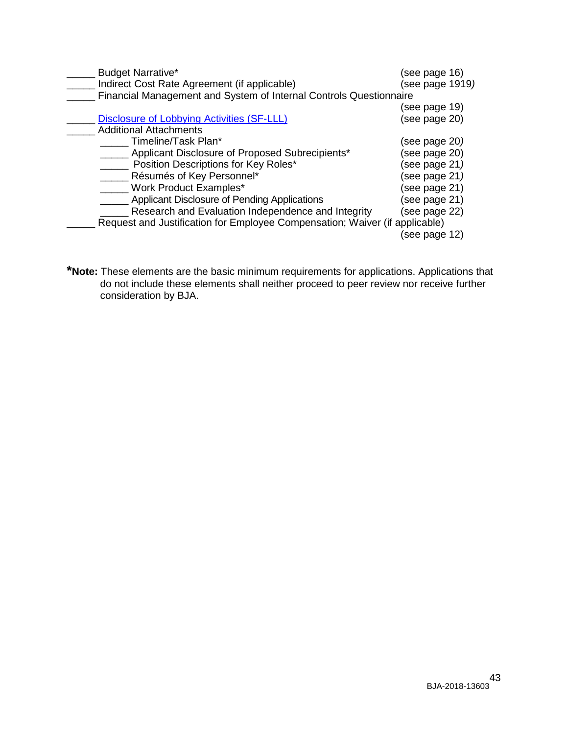_____ Budget Narrative* (see page 16)
_____ Indirect Cost Rate Agreement (if applicable) (see page 1919)
_____ Financial Management and System of Internal Controls Questionnaire (see page 19)
_____ [Disclosure of Lobbying Activities (SF-LLL)](#) (see page 20)
_____ Additional Attachments
- _____ Timeline/Task Plan* (see page 20)
- _____ Applicant Disclosure of Proposed Subrecipients* (see page 20)
- _____ Position Descriptions for Key Roles* (see page 21)
- _____ Résumés of Key Personnel* (see page 21)
- _____ Work Product Examples* (see page 21)
- _____ Applicant Disclosure of Pending Applications (see page 21)
- _____ Research and Evaluation Independence and Integrity (see page 22)

_____ Request and Justification for Employee Compensation; Waiver (if applicable) (see page 12)

***Note:** These elements are the basic minimum requirements for applications. Applications that do not include these elements shall neither proceed to peer review nor receive further consideration by BJA.

BJA-2018-13603